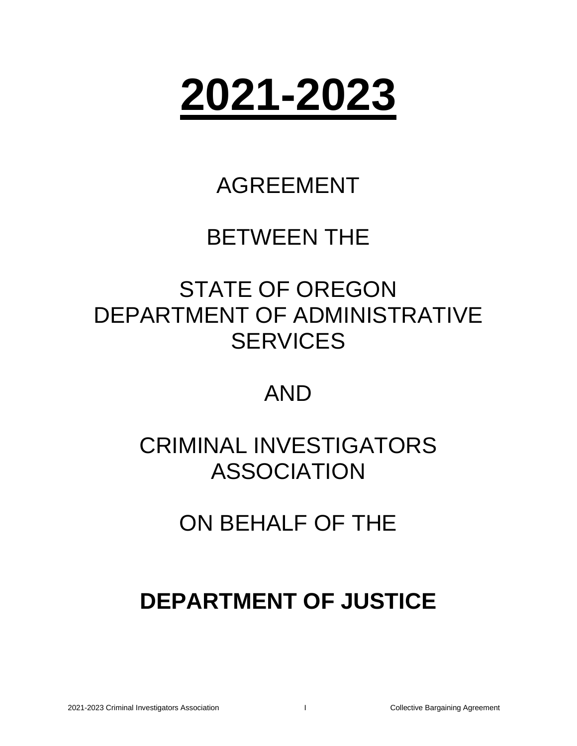# 2021-2023

AGREEMENT

BETWEEN THE

STATE OF OREGON
DEPARTMENT OF ADMINISTRATIVE SERVICES

AND

CRIMINAL INVESTIGATORS ASSOCIATION

ON BEHALF OF THE

**DEPARTMENT OF JUSTICE**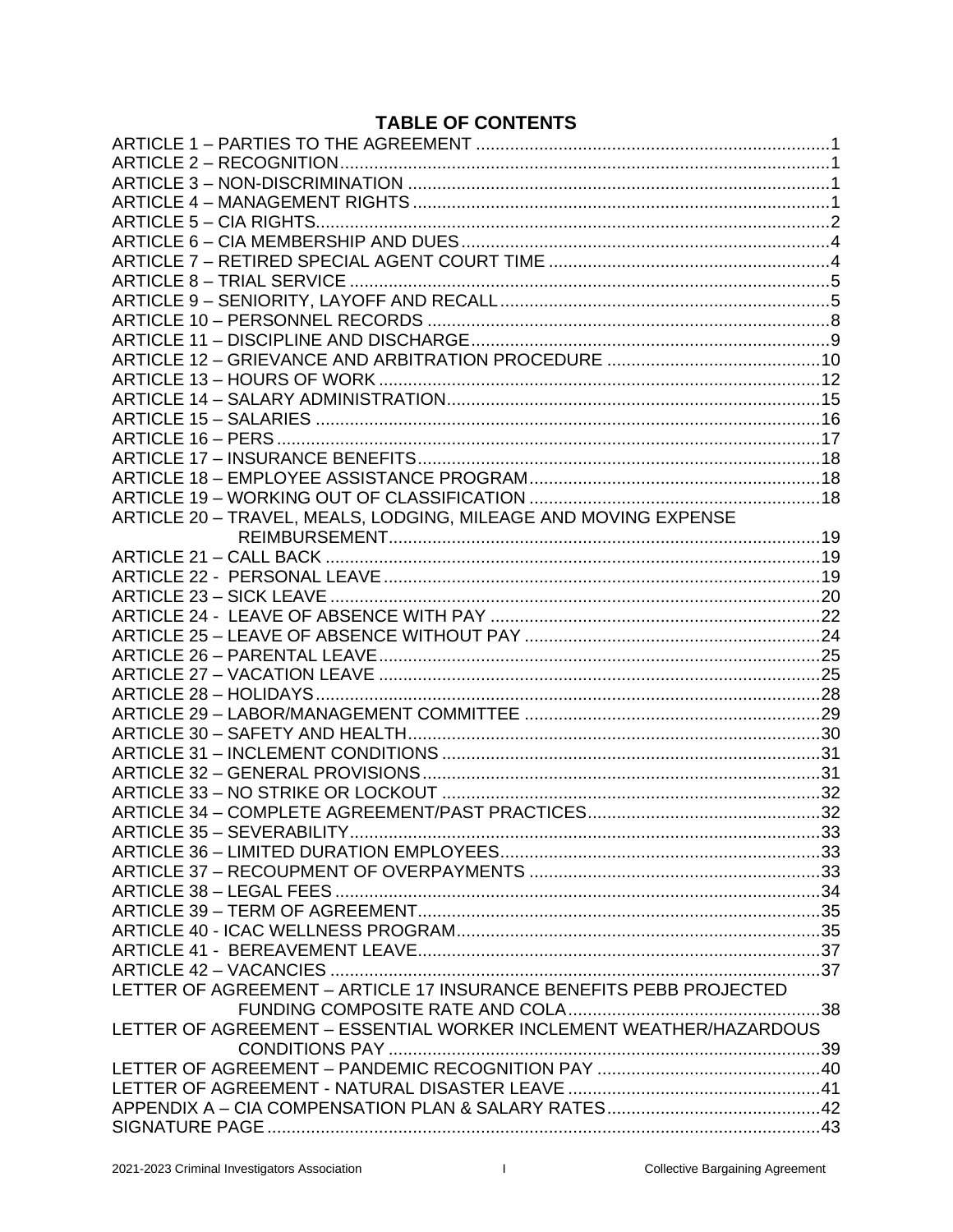# TABLE OF CONTENTS

ARTICLE 1 – PARTIES TO THE AGREEMENT ........................................................................1
ARTICLE 2 – RECOGNITION....................................................................................................1
ARTICLE 3 – NON-DISCRIMINATION .......................................................................................1
ARTICLE 4 – MANAGEMENT RIGHTS ......................................................................................1
ARTICLE 5 – CIA RIGHTS..........................................................................................................2
ARTICLE 6 – CIA MEMBERSHIP AND DUES ...........................................................................4
ARTICLE 7 – RETIRED SPECIAL AGENT COURT TIME ..........................................................4
ARTICLE 8 – TRIAL SERVICE ...................................................................................................5
ARTICLE 9 – SENIORITY, LAYOFF AND RECALL ...................................................................5
ARTICLE 10 – PERSONNEL RECORDS ...................................................................................8
ARTICLE 11 – DISCIPLINE AND DISCHARGE..........................................................................9
ARTICLE 12 – GRIEVANCE AND ARBITRATION PROCEDURE ............................................10
ARTICLE 13 – HOURS OF WORK ...........................................................................................12
ARTICLE 14 – SALARY ADMINISTRATION.............................................................................15
ARTICLE 15 – SALARIES .........................................................................................................16
ARTICLE 16 – PERS .................................................................................................................17
ARTICLE 17 – INSURANCE BENEFITS...................................................................................18
ARTICLE 18 – EMPLOYEE ASSISTANCE PROGRAM............................................................18
ARTICLE 19 – WORKING OUT OF CLASSIFICATION ............................................................18
ARTICLE 20 – TRAVEL, MEALS, LODGING, MILEAGE AND MOVING EXPENSE REIMBURSEMENT.........................................................................................19
ARTICLE 21 – CALL BACK ......................................................................................................19
ARTICLE 22 - PERSONAL LEAVE ..........................................................................................19
ARTICLE 23 – SICK LEAVE .....................................................................................................20
ARTICLE 24 - LEAVE OF ABSENCE WITH PAY ....................................................................22
ARTICLE 25 – LEAVE OF ABSENCE WITHOUT PAY .............................................................24
ARTICLE 26 – PARENTAL LEAVE...........................................................................................25
ARTICLE 27 – VACATION LEAVE ...........................................................................................25
ARTICLE 28 – HOLIDAYS.........................................................................................................28
ARTICLE 29 – LABOR/MANAGEMENT COMMITTEE .............................................................29
ARTICLE 30 – SAFETY AND HEALTH.....................................................................................30
ARTICLE 31 – INCLEMENT CONDITIONS ..............................................................................31
ARTICLE 32 – GENERAL PROVISIONS..................................................................................31
ARTICLE 33 – NO STRIKE OR LOCKOUT ..............................................................................32
ARTICLE 34 – COMPLETE AGREEMENT/PAST PRACTICES................................................32
ARTICLE 35 – SEVERABILITY.................................................................................................33
ARTICLE 36 – LIMITED DURATION EMPLOYEES.................................................................33
ARTICLE 37 – RECOUPMENT OF OVERPAYMENTS ............................................................33
ARTICLE 38 – LEGAL FEES ....................................................................................................34
ARTICLE 39 – TERM OF AGREEMENT...................................................................................35
ARTICLE 40 - ICAC WELLNESS PROGRAM...........................................................................35
ARTICLE 41 - BEREAVEMENT LEAVE...................................................................................37
ARTICLE 42 – VACANCIES .....................................................................................................37
LETTER OF AGREEMENT – ARTICLE 17 INSURANCE BENEFITS PEBB PROJECTED FUNDING COMPOSITE RATE AND COLA.....................................................38
LETTER OF AGREEMENT – ESSENTIAL WORKER INCLEMENT WEATHER/HAZARDOUS CONDITIONS PAY ..........................................................................................39
LETTER OF AGREEMENT – PANDEMIC RECOGNITION PAY ..............................................40
LETTER OF AGREEMENT - NATURAL DISASTER LEAVE ....................................................41
APPENDIX A – CIA COMPENSATION PLAN & SALARY RATES............................................42
SIGNATURE PAGE ..................................................................................................................43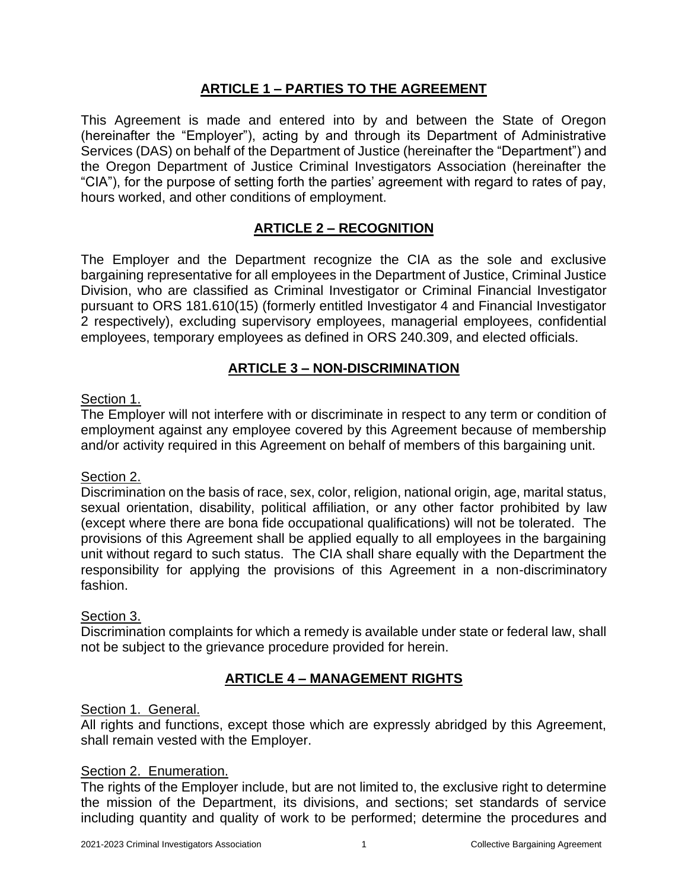## ARTICLE 1 – PARTIES TO THE AGREEMENT

This Agreement is made and entered into by and between the State of Oregon (hereinafter the "Employer"), acting by and through its Department of Administrative Services (DAS) on behalf of the Department of Justice (hereinafter the "Department") and the Oregon Department of Justice Criminal Investigators Association (hereinafter the "CIA"), for the purpose of setting forth the parties' agreement with regard to rates of pay, hours worked, and other conditions of employment.

## ARTICLE 2 – RECOGNITION

The Employer and the Department recognize the CIA as the sole and exclusive bargaining representative for all employees in the Department of Justice, Criminal Justice Division, who are classified as Criminal Investigator or Criminal Financial Investigator pursuant to ORS 181.610(15) (formerly entitled Investigator 4 and Financial Investigator 2 respectively), excluding supervisory employees, managerial employees, confidential employees, temporary employees as defined in ORS 240.309, and elected officials.

## ARTICLE 3 – NON-DISCRIMINATION

Section 1.

The Employer will not interfere with or discriminate in respect to any term or condition of employment against any employee covered by this Agreement because of membership and/or activity required in this Agreement on behalf of members of this bargaining unit.

Section 2.

Discrimination on the basis of race, sex, color, religion, national origin, age, marital status, sexual orientation, disability, political affiliation, or any other factor prohibited by law (except where there are bona fide occupational qualifications) will not be tolerated. The provisions of this Agreement shall be applied equally to all employees in the bargaining unit without regard to such status. The CIA shall share equally with the Department the responsibility for applying the provisions of this Agreement in a non-discriminatory fashion.

Section 3.

Discrimination complaints for which a remedy is available under state or federal law, shall not be subject to the grievance procedure provided for herein.

## ARTICLE 4 – MANAGEMENT RIGHTS

Section 1. General.

All rights and functions, except those which are expressly abridged by this Agreement, shall remain vested with the Employer.

Section 2. Enumeration.

The rights of the Employer include, but are not limited to, the exclusive right to determine the mission of the Department, its divisions, and sections; set standards of service including quantity and quality of work to be performed; determine the procedures and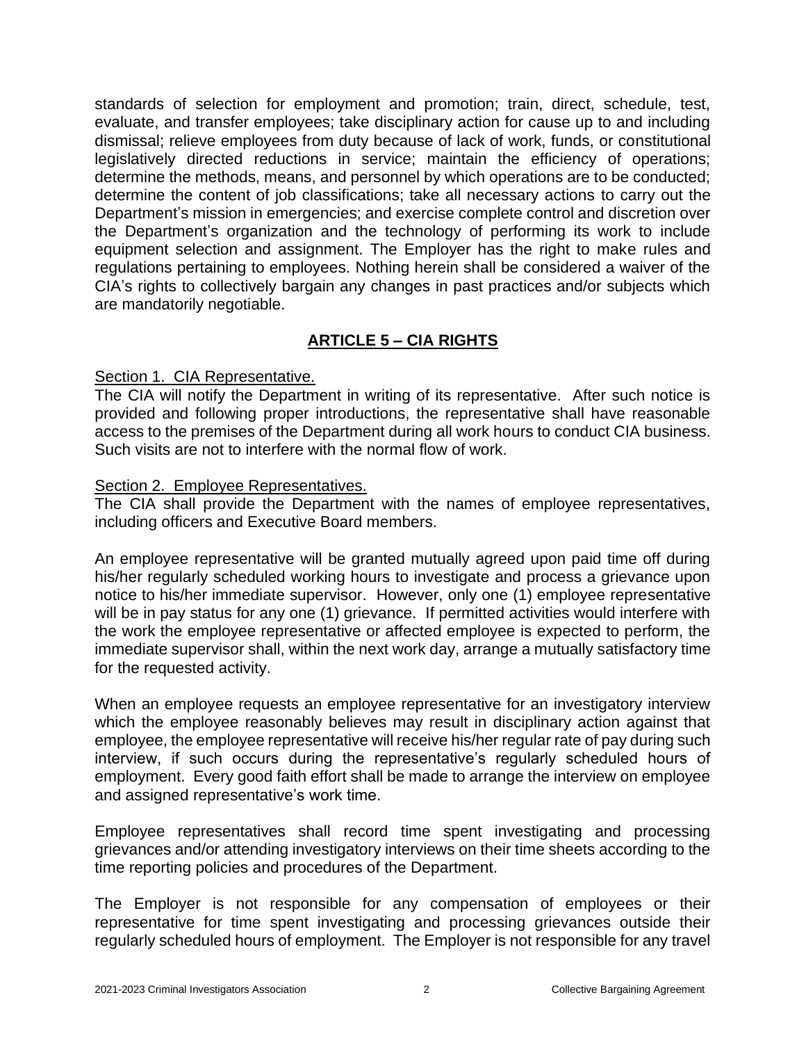standards of selection for employment and promotion; train, direct, schedule, test, evaluate, and transfer employees; take disciplinary action for cause up to and including dismissal; relieve employees from duty because of lack of work, funds, or constitutional legislatively directed reductions in service; maintain the efficiency of operations; determine the methods, means, and personnel by which operations are to be conducted; determine the content of job classifications; take all necessary actions to carry out the Department's mission in emergencies; and exercise complete control and discretion over the Department's organization and the technology of performing its work to include equipment selection and assignment. The Employer has the right to make rules and regulations pertaining to employees. Nothing herein shall be considered a waiver of the CIA's rights to collectively bargain any changes in past practices and/or subjects which are mandatorily negotiable.

## ARTICLE 5 – CIA RIGHTS

Section 1. CIA Representative.

The CIA will notify the Department in writing of its representative. After such notice is provided and following proper introductions, the representative shall have reasonable access to the premises of the Department during all work hours to conduct CIA business. Such visits are not to interfere with the normal flow of work.

Section 2. Employee Representatives.

The CIA shall provide the Department with the names of employee representatives, including officers and Executive Board members.

An employee representative will be granted mutually agreed upon paid time off during his/her regularly scheduled working hours to investigate and process a grievance upon notice to his/her immediate supervisor. However, only one (1) employee representative will be in pay status for any one (1) grievance. If permitted activities would interfere with the work the employee representative or affected employee is expected to perform, the immediate supervisor shall, within the next work day, arrange a mutually satisfactory time for the requested activity.

When an employee requests an employee representative for an investigatory interview which the employee reasonably believes may result in disciplinary action against that employee, the employee representative will receive his/her regular rate of pay during such interview, if such occurs during the representative's regularly scheduled hours of employment. Every good faith effort shall be made to arrange the interview on employee and assigned representative's work time.

Employee representatives shall record time spent investigating and processing grievances and/or attending investigatory interviews on their time sheets according to the time reporting policies and procedures of the Department.

The Employer is not responsible for any compensation of employees or their representative for time spent investigating and processing grievances outside their regularly scheduled hours of employment. The Employer is not responsible for any travel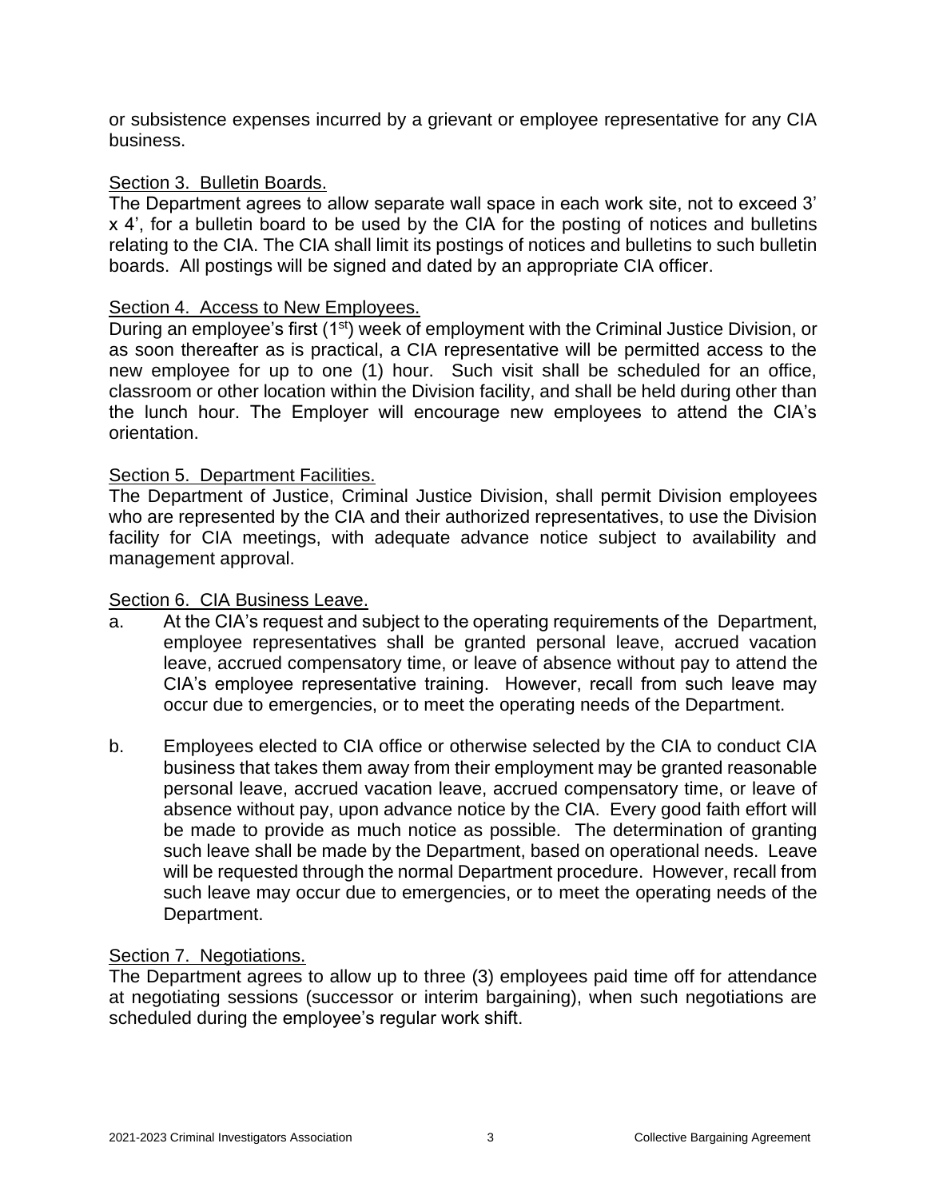or subsistence expenses incurred by a grievant or employee representative for any CIA business.

Section 3. Bulletin Boards.
The Department agrees to allow separate wall space in each work site, not to exceed 3' x 4', for a bulletin board to be used by the CIA for the posting of notices and bulletins relating to the CIA. The CIA shall limit its postings of notices and bulletins to such bulletin boards. All postings will be signed and dated by an appropriate CIA officer.

Section 4. Access to New Employees.
During an employee's first (1st) week of employment with the Criminal Justice Division, or as soon thereafter as is practical, a CIA representative will be permitted access to the new employee for up to one (1) hour. Such visit shall be scheduled for an office, classroom or other location within the Division facility, and shall be held during other than the lunch hour. The Employer will encourage new employees to attend the CIA's orientation.

Section 5. Department Facilities.
The Department of Justice, Criminal Justice Division, shall permit Division employees who are represented by the CIA and their authorized representatives, to use the Division facility for CIA meetings, with adequate advance notice subject to availability and management approval.

Section 6. CIA Business Leave.

a. At the CIA's request and subject to the operating requirements of the Department, employee representatives shall be granted personal leave, accrued vacation leave, accrued compensatory time, or leave of absence without pay to attend the CIA's employee representative training. However, recall from such leave may occur due to emergencies, or to meet the operating needs of the Department.

b. Employees elected to CIA office or otherwise selected by the CIA to conduct CIA business that takes them away from their employment may be granted reasonable personal leave, accrued vacation leave, accrued compensatory time, or leave of absence without pay, upon advance notice by the CIA. Every good faith effort will be made to provide as much notice as possible. The determination of granting such leave shall be made by the Department, based on operational needs. Leave will be requested through the normal Department procedure. However, recall from such leave may occur due to emergencies, or to meet the operating needs of the Department.

Section 7. Negotiations.
The Department agrees to allow up to three (3) employees paid time off for attendance at negotiating sessions (successor or interim bargaining), when such negotiations are scheduled during the employee's regular work shift.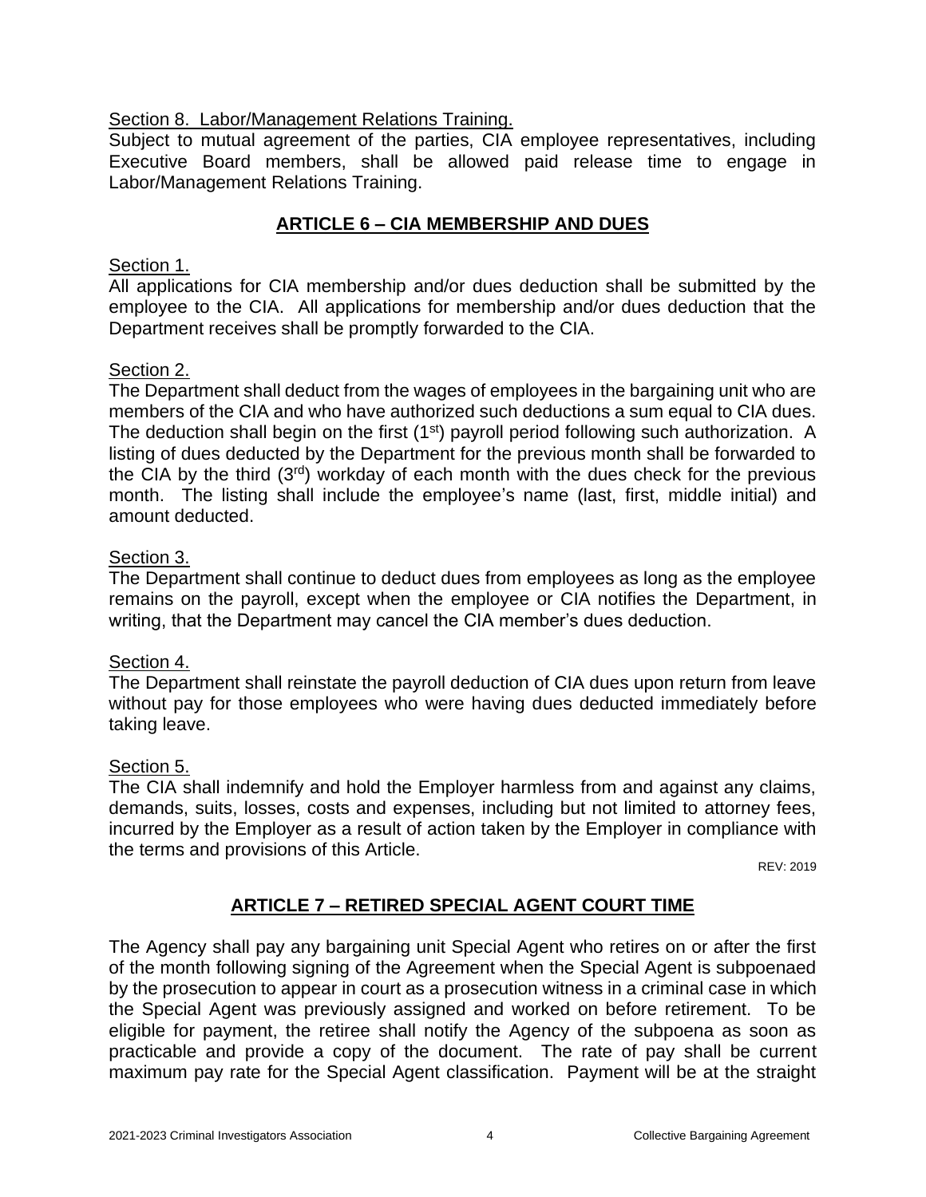Section 8. Labor/Management Relations Training.

Subject to mutual agreement of the parties, CIA employee representatives, including Executive Board members, shall be allowed paid release time to engage in Labor/Management Relations Training.

## ARTICLE 6 – CIA MEMBERSHIP AND DUES

Section 1.

All applications for CIA membership and/or dues deduction shall be submitted by the employee to the CIA. All applications for membership and/or dues deduction that the Department receives shall be promptly forwarded to the CIA.

Section 2.

The Department shall deduct from the wages of employees in the bargaining unit who are members of the CIA and who have authorized such deductions a sum equal to CIA dues. The deduction shall begin on the first (1st) payroll period following such authorization. A listing of dues deducted by the Department for the previous month shall be forwarded to the CIA by the third (3rd) workday of each month with the dues check for the previous month. The listing shall include the employee's name (last, first, middle initial) and amount deducted.

Section 3.

The Department shall continue to deduct dues from employees as long as the employee remains on the payroll, except when the employee or CIA notifies the Department, in writing, that the Department may cancel the CIA member's dues deduction.

Section 4.

The Department shall reinstate the payroll deduction of CIA dues upon return from leave without pay for those employees who were having dues deducted immediately before taking leave.

Section 5.

The CIA shall indemnify and hold the Employer harmless from and against any claims, demands, suits, losses, costs and expenses, including but not limited to attorney fees, incurred by the Employer as a result of action taken by the Employer in compliance with the terms and provisions of this Article.

REV: 2019

## ARTICLE 7 – RETIRED SPECIAL AGENT COURT TIME

The Agency shall pay any bargaining unit Special Agent who retires on or after the first of the month following signing of the Agreement when the Special Agent is subpoenaed by the prosecution to appear in court as a prosecution witness in a criminal case in which the Special Agent was previously assigned and worked on before retirement. To be eligible for payment, the retiree shall notify the Agency of the subpoena as soon as practicable and provide a copy of the document. The rate of pay shall be current maximum pay rate for the Special Agent classification. Payment will be at the straight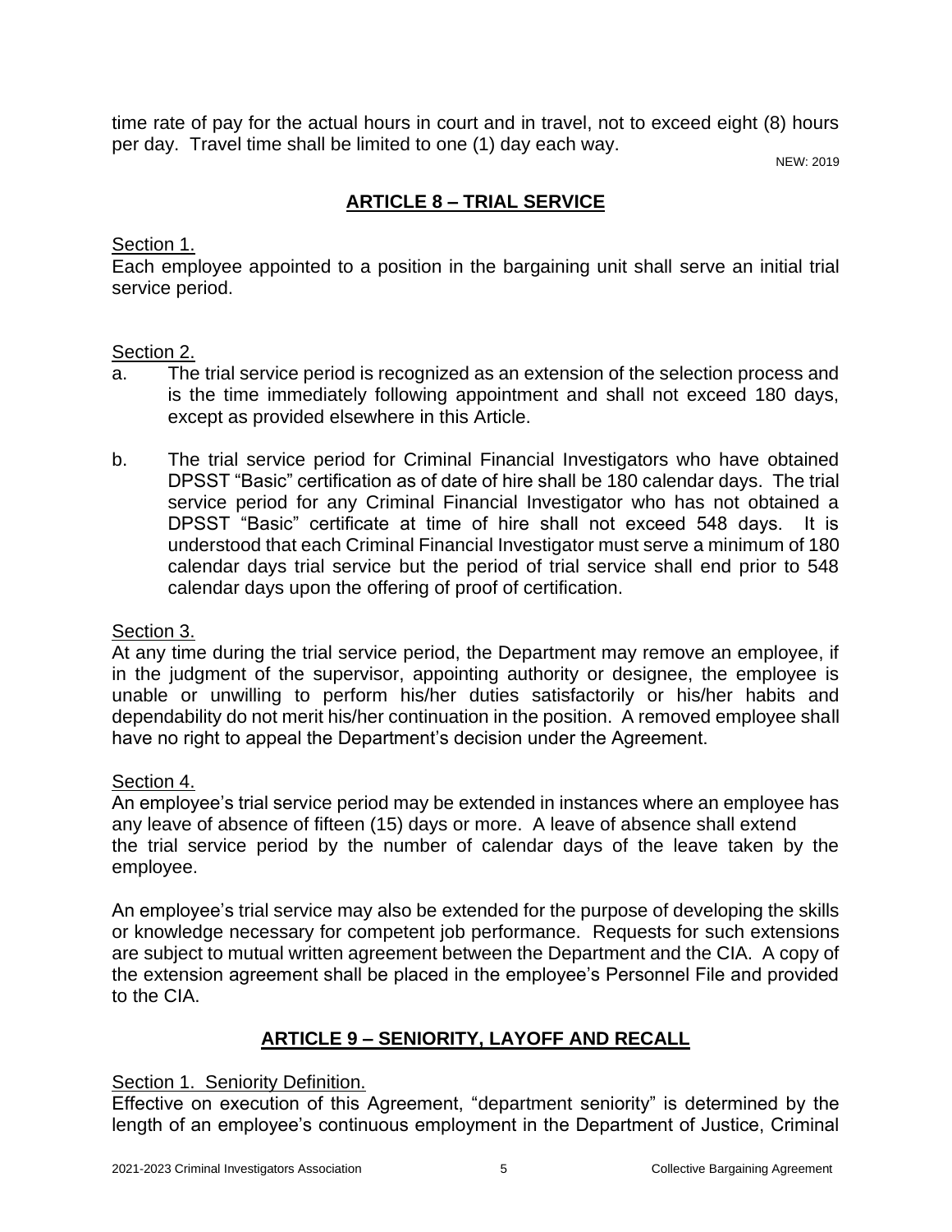time rate of pay for the actual hours in court and in travel, not to exceed eight (8) hours per day. Travel time shall be limited to one (1) day each way.

NEW: 2019

## ARTICLE 8 – TRIAL SERVICE

Section 1.

Each employee appointed to a position in the bargaining unit shall serve an initial trial service period.

Section 2.

a. The trial service period is recognized as an extension of the selection process and is the time immediately following appointment and shall not exceed 180 days, except as provided elsewhere in this Article.

b. The trial service period for Criminal Financial Investigators who have obtained DPSST "Basic" certification as of date of hire shall be 180 calendar days. The trial service period for any Criminal Financial Investigator who has not obtained a DPSST "Basic" certificate at time of hire shall not exceed 548 days. It is understood that each Criminal Financial Investigator must serve a minimum of 180 calendar days trial service but the period of trial service shall end prior to 548 calendar days upon the offering of proof of certification.

Section 3.

At any time during the trial service period, the Department may remove an employee, if in the judgment of the supervisor, appointing authority or designee, the employee is unable or unwilling to perform his/her duties satisfactorily or his/her habits and dependability do not merit his/her continuation in the position. A removed employee shall have no right to appeal the Department's decision under the Agreement.

Section 4.

An employee's trial service period may be extended in instances where an employee has any leave of absence of fifteen (15) days or more. A leave of absence shall extend the trial service period by the number of calendar days of the leave taken by the employee.

An employee's trial service may also be extended for the purpose of developing the skills or knowledge necessary for competent job performance. Requests for such extensions are subject to mutual written agreement between the Department and the CIA. A copy of the extension agreement shall be placed in the employee's Personnel File and provided to the CIA.

## ARTICLE 9 – SENIORITY, LAYOFF AND RECALL

Section 1. Seniority Definition.

Effective on execution of this Agreement, "department seniority" is determined by the length of an employee's continuous employment in the Department of Justice, Criminal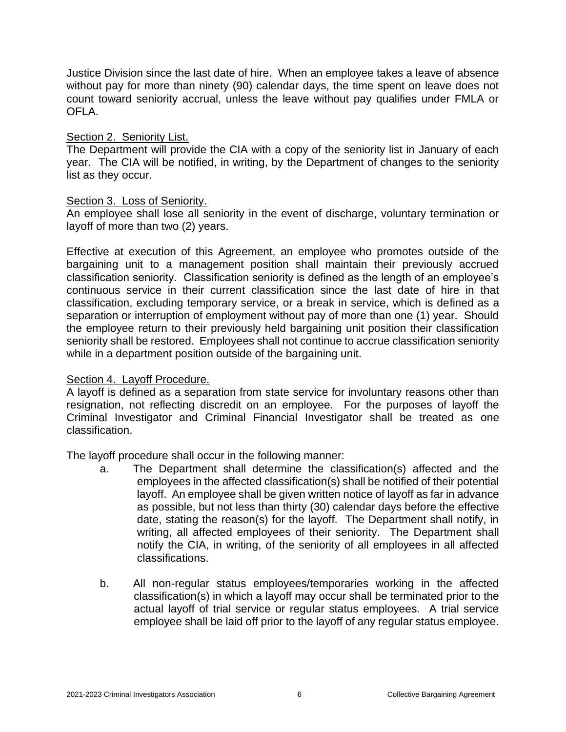Justice Division since the last date of hire. When an employee takes a leave of absence without pay for more than ninety (90) calendar days, the time spent on leave does not count toward seniority accrual, unless the leave without pay qualifies under FMLA or OFLA.

Section 2. Seniority List.

The Department will provide the CIA with a copy of the seniority list in January of each year. The CIA will be notified, in writing, by the Department of changes to the seniority list as they occur.

Section 3. Loss of Seniority.

An employee shall lose all seniority in the event of discharge, voluntary termination or layoff of more than two (2) years.

Effective at execution of this Agreement, an employee who promotes outside of the bargaining unit to a management position shall maintain their previously accrued classification seniority. Classification seniority is defined as the length of an employee's continuous service in their current classification since the last date of hire in that classification, excluding temporary service, or a break in service, which is defined as a separation or interruption of employment without pay of more than one (1) year. Should the employee return to their previously held bargaining unit position their classification seniority shall be restored. Employees shall not continue to accrue classification seniority while in a department position outside of the bargaining unit.

Section 4. Layoff Procedure.

A layoff is defined as a separation from state service for involuntary reasons other than resignation, not reflecting discredit on an employee. For the purposes of layoff the Criminal Investigator and Criminal Financial Investigator shall be treated as one classification.

The layoff procedure shall occur in the following manner:

a. The Department shall determine the classification(s) affected and the employees in the affected classification(s) shall be notified of their potential layoff. An employee shall be given written notice of layoff as far in advance as possible, but not less than thirty (30) calendar days before the effective date, stating the reason(s) for the layoff. The Department shall notify, in writing, all affected employees of their seniority. The Department shall notify the CIA, in writing, of the seniority of all employees in all affected classifications.

b. All non-regular status employees/temporaries working in the affected classification(s) in which a layoff may occur shall be terminated prior to the actual layoff of trial service or regular status employees. A trial service employee shall be laid off prior to the layoff of any regular status employee.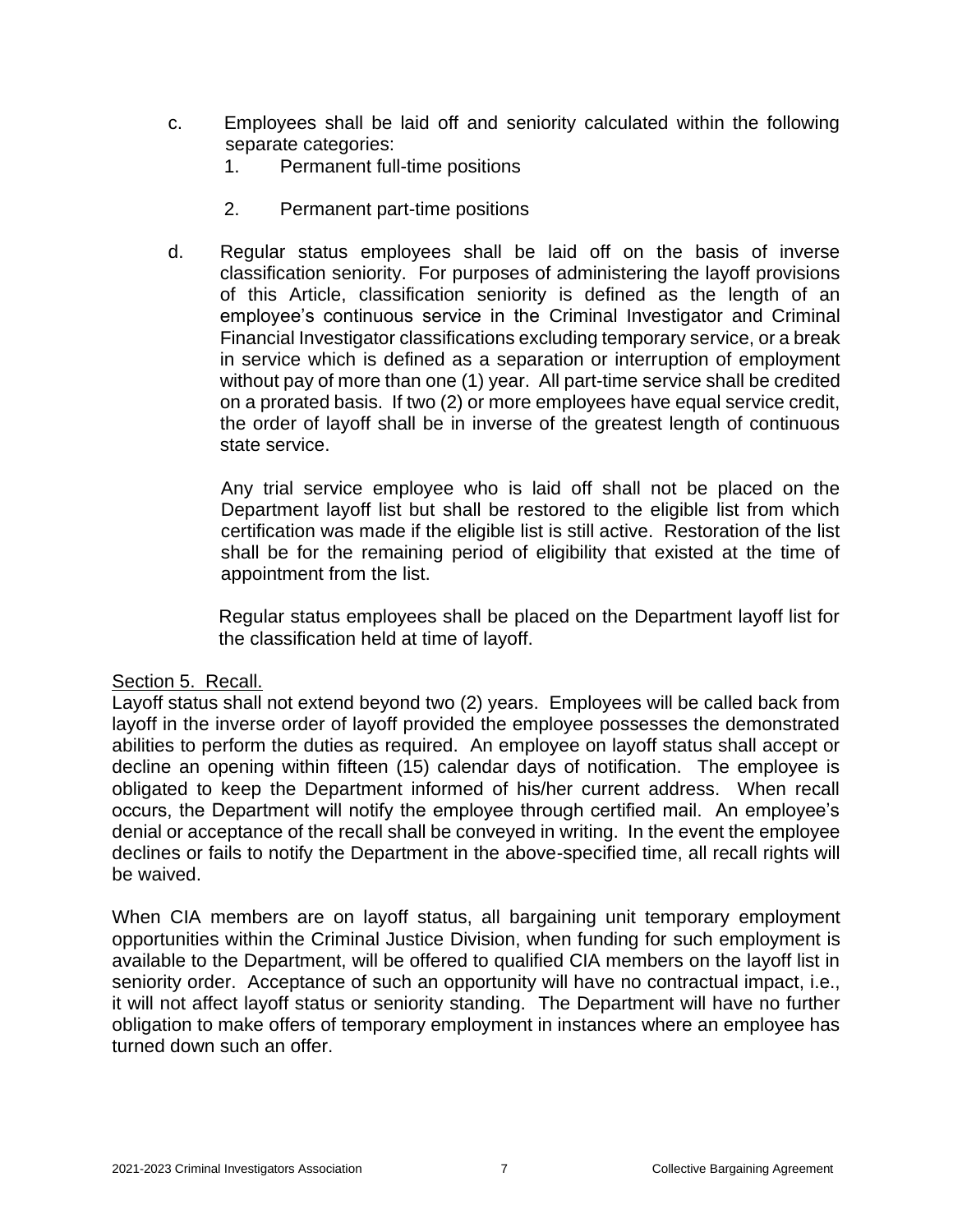c. Employees shall be laid off and seniority calculated within the following separate categories:
   1. Permanent full-time positions
   2. Permanent part-time positions

d. Regular status employees shall be laid off on the basis of inverse classification seniority. For purposes of administering the layoff provisions of this Article, classification seniority is defined as the length of an employee's continuous service in the Criminal Investigator and Criminal Financial Investigator classifications excluding temporary service, or a break in service which is defined as a separation or interruption of employment without pay of more than one (1) year. All part-time service shall be credited on a prorated basis. If two (2) or more employees have equal service credit, the order of layoff shall be in inverse of the greatest length of continuous state service.

   Any trial service employee who is laid off shall not be placed on the Department layoff list but shall be restored to the eligible list from which certification was made if the eligible list is still active. Restoration of the list shall be for the remaining period of eligibility that existed at the time of appointment from the list.

   Regular status employees shall be placed on the Department layoff list for the classification held at time of layoff.

Section 5. Recall.

Layoff status shall not extend beyond two (2) years. Employees will be called back from layoff in the inverse order of layoff provided the employee possesses the demonstrated abilities to perform the duties as required. An employee on layoff status shall accept or decline an opening within fifteen (15) calendar days of notification. The employee is obligated to keep the Department informed of his/her current address. When recall occurs, the Department will notify the employee through certified mail. An employee's denial or acceptance of the recall shall be conveyed in writing. In the event the employee declines or fails to notify the Department in the above-specified time, all recall rights will be waived.

When CIA members are on layoff status, all bargaining unit temporary employment opportunities within the Criminal Justice Division, when funding for such employment is available to the Department, will be offered to qualified CIA members on the layoff list in seniority order. Acceptance of such an opportunity will have no contractual impact, i.e., it will not affect layoff status or seniority standing. The Department will have no further obligation to make offers of temporary employment in instances where an employee has turned down such an offer.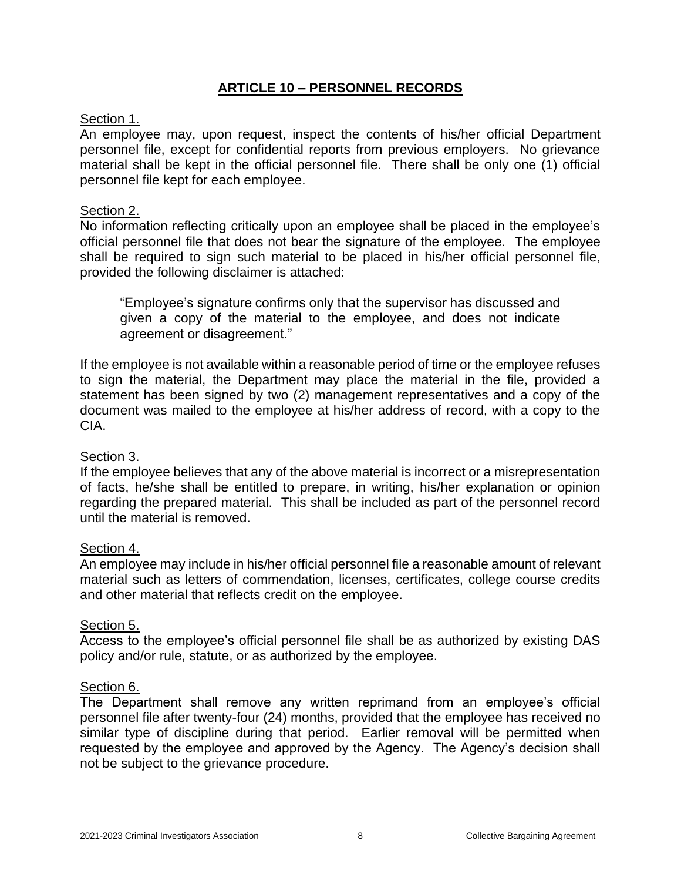## ARTICLE 10 – PERSONNEL RECORDS

Section 1.

An employee may, upon request, inspect the contents of his/her official Department personnel file, except for confidential reports from previous employers. No grievance material shall be kept in the official personnel file. There shall be only one (1) official personnel file kept for each employee.

Section 2.

No information reflecting critically upon an employee shall be placed in the employee's official personnel file that does not bear the signature of the employee. The employee shall be required to sign such material to be placed in his/her official personnel file, provided the following disclaimer is attached:

> "Employee's signature confirms only that the supervisor has discussed and given a copy of the material to the employee, and does not indicate agreement or disagreement."

If the employee is not available within a reasonable period of time or the employee refuses to sign the material, the Department may place the material in the file, provided a statement has been signed by two (2) management representatives and a copy of the document was mailed to the employee at his/her address of record, with a copy to the CIA.

Section 3.

If the employee believes that any of the above material is incorrect or a misrepresentation of facts, he/she shall be entitled to prepare, in writing, his/her explanation or opinion regarding the prepared material. This shall be included as part of the personnel record until the material is removed.

Section 4.

An employee may include in his/her official personnel file a reasonable amount of relevant material such as letters of commendation, licenses, certificates, college course credits and other material that reflects credit on the employee.

Section 5.

Access to the employee's official personnel file shall be as authorized by existing DAS policy and/or rule, statute, or as authorized by the employee.

Section 6.

The Department shall remove any written reprimand from an employee's official personnel file after twenty-four (24) months, provided that the employee has received no similar type of discipline during that period. Earlier removal will be permitted when requested by the employee and approved by the Agency. The Agency's decision shall not be subject to the grievance procedure.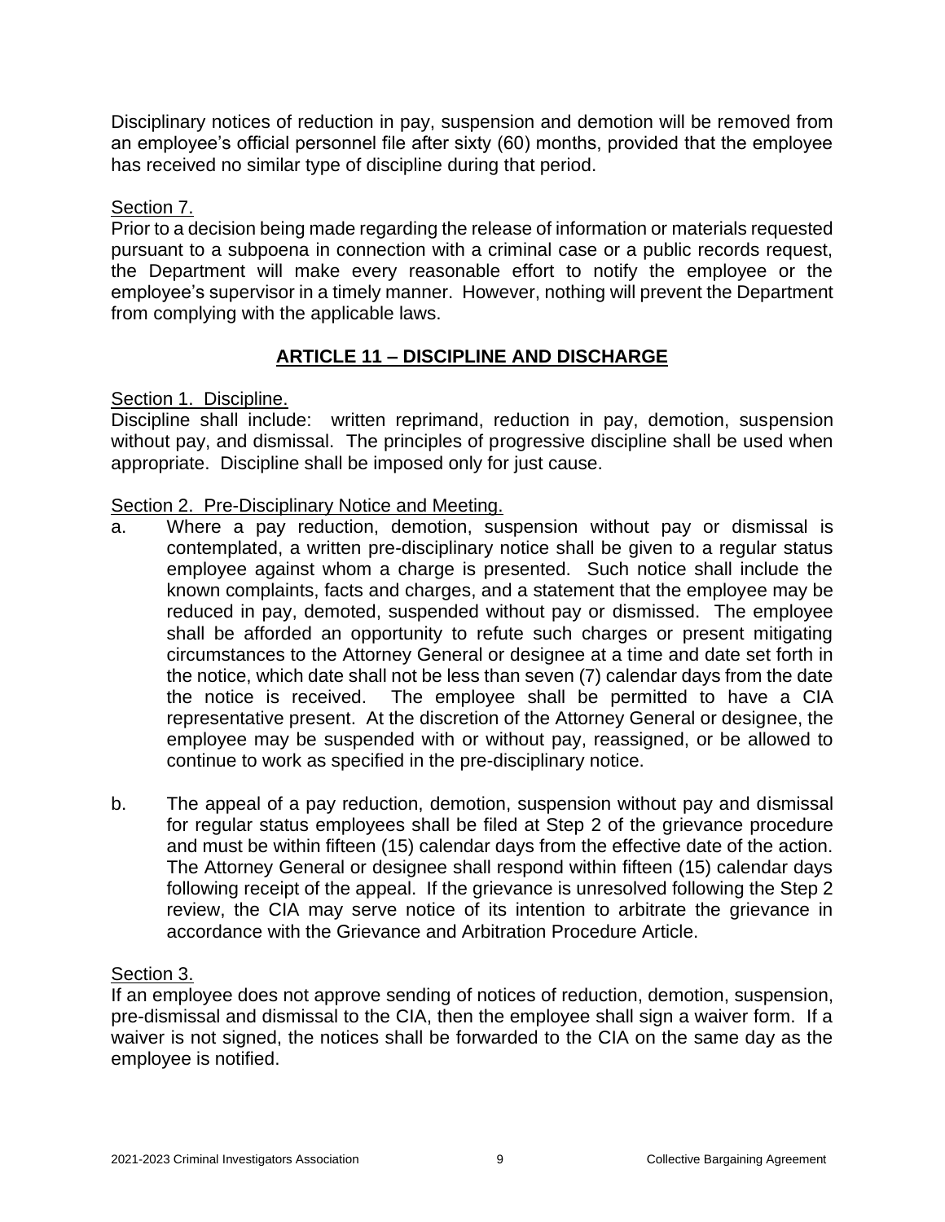Disciplinary notices of reduction in pay, suspension and demotion will be removed from an employee's official personnel file after sixty (60) months, provided that the employee has received no similar type of discipline during that period.

Section 7.

Prior to a decision being made regarding the release of information or materials requested pursuant to a subpoena in connection with a criminal case or a public records request, the Department will make every reasonable effort to notify the employee or the employee's supervisor in a timely manner. However, nothing will prevent the Department from complying with the applicable laws.

## ARTICLE 11 – DISCIPLINE AND DISCHARGE

Section 1. Discipline.

Discipline shall include: written reprimand, reduction in pay, demotion, suspension without pay, and dismissal. The principles of progressive discipline shall be used when appropriate. Discipline shall be imposed only for just cause.

Section 2. Pre-Disciplinary Notice and Meeting.

a. Where a pay reduction, demotion, suspension without pay or dismissal is contemplated, a written pre-disciplinary notice shall be given to a regular status employee against whom a charge is presented. Such notice shall include the known complaints, facts and charges, and a statement that the employee may be reduced in pay, demoted, suspended without pay or dismissed. The employee shall be afforded an opportunity to refute such charges or present mitigating circumstances to the Attorney General or designee at a time and date set forth in the notice, which date shall not be less than seven (7) calendar days from the date the notice is received. The employee shall be permitted to have a CIA representative present. At the discretion of the Attorney General or designee, the employee may be suspended with or without pay, reassigned, or be allowed to continue to work as specified in the pre-disciplinary notice.

b. The appeal of a pay reduction, demotion, suspension without pay and dismissal for regular status employees shall be filed at Step 2 of the grievance procedure and must be within fifteen (15) calendar days from the effective date of the action. The Attorney General or designee shall respond within fifteen (15) calendar days following receipt of the appeal. If the grievance is unresolved following the Step 2 review, the CIA may serve notice of its intention to arbitrate the grievance in accordance with the Grievance and Arbitration Procedure Article.

Section 3.

If an employee does not approve sending of notices of reduction, demotion, suspension, pre-dismissal and dismissal to the CIA, then the employee shall sign a waiver form. If a waiver is not signed, the notices shall be forwarded to the CIA on the same day as the employee is notified.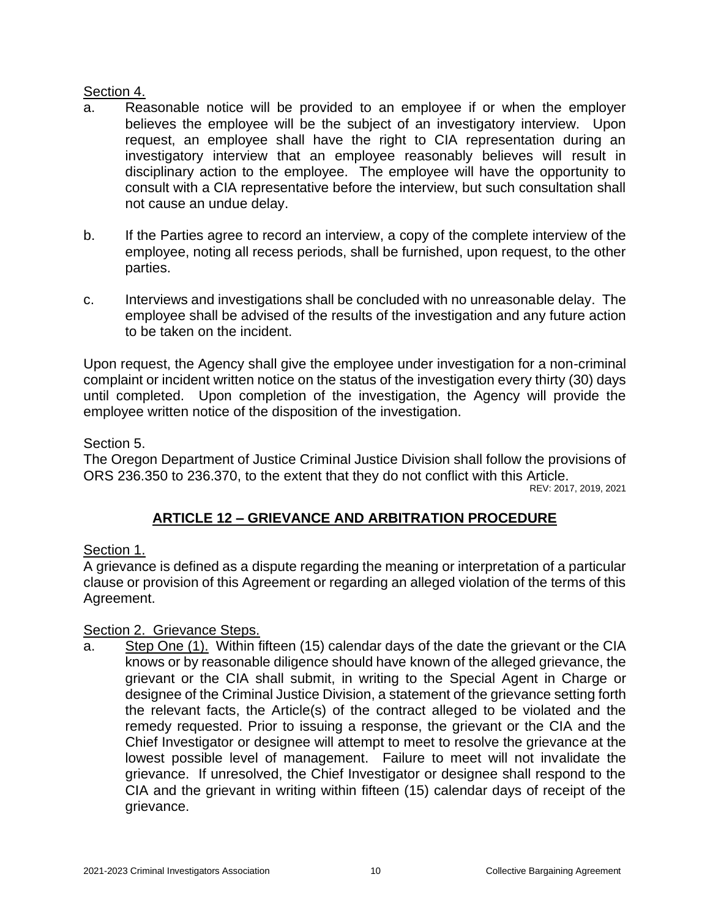Section 4.

a. Reasonable notice will be provided to an employee if or when the employer believes the employee will be the subject of an investigatory interview. Upon request, an employee shall have the right to CIA representation during an investigatory interview that an employee reasonably believes will result in disciplinary action to the employee. The employee will have the opportunity to consult with a CIA representative before the interview, but such consultation shall not cause an undue delay.

b. If the Parties agree to record an interview, a copy of the complete interview of the employee, noting all recess periods, shall be furnished, upon request, to the other parties.

c. Interviews and investigations shall be concluded with no unreasonable delay. The employee shall be advised of the results of the investigation and any future action to be taken on the incident.

Upon request, the Agency shall give the employee under investigation for a non-criminal complaint or incident written notice on the status of the investigation every thirty (30) days until completed. Upon completion of the investigation, the Agency will provide the employee written notice of the disposition of the investigation.

Section 5.

The Oregon Department of Justice Criminal Justice Division shall follow the provisions of ORS 236.350 to 236.370, to the extent that they do not conflict with this Article.

REV: 2017, 2019, 2021

## ARTICLE 12 – GRIEVANCE AND ARBITRATION PROCEDURE

Section 1.

A grievance is defined as a dispute regarding the meaning or interpretation of a particular clause or provision of this Agreement or regarding an alleged violation of the terms of this Agreement.

Section 2. Grievance Steps.

a. Step One (1). Within fifteen (15) calendar days of the date the grievant or the CIA knows or by reasonable diligence should have known of the alleged grievance, the grievant or the CIA shall submit, in writing to the Special Agent in Charge or designee of the Criminal Justice Division, a statement of the grievance setting forth the relevant facts, the Article(s) of the contract alleged to be violated and the remedy requested. Prior to issuing a response, the grievant or the CIA and the Chief Investigator or designee will attempt to meet to resolve the grievance at the lowest possible level of management. Failure to meet will not invalidate the grievance. If unresolved, the Chief Investigator or designee shall respond to the CIA and the grievant in writing within fifteen (15) calendar days of receipt of the grievance.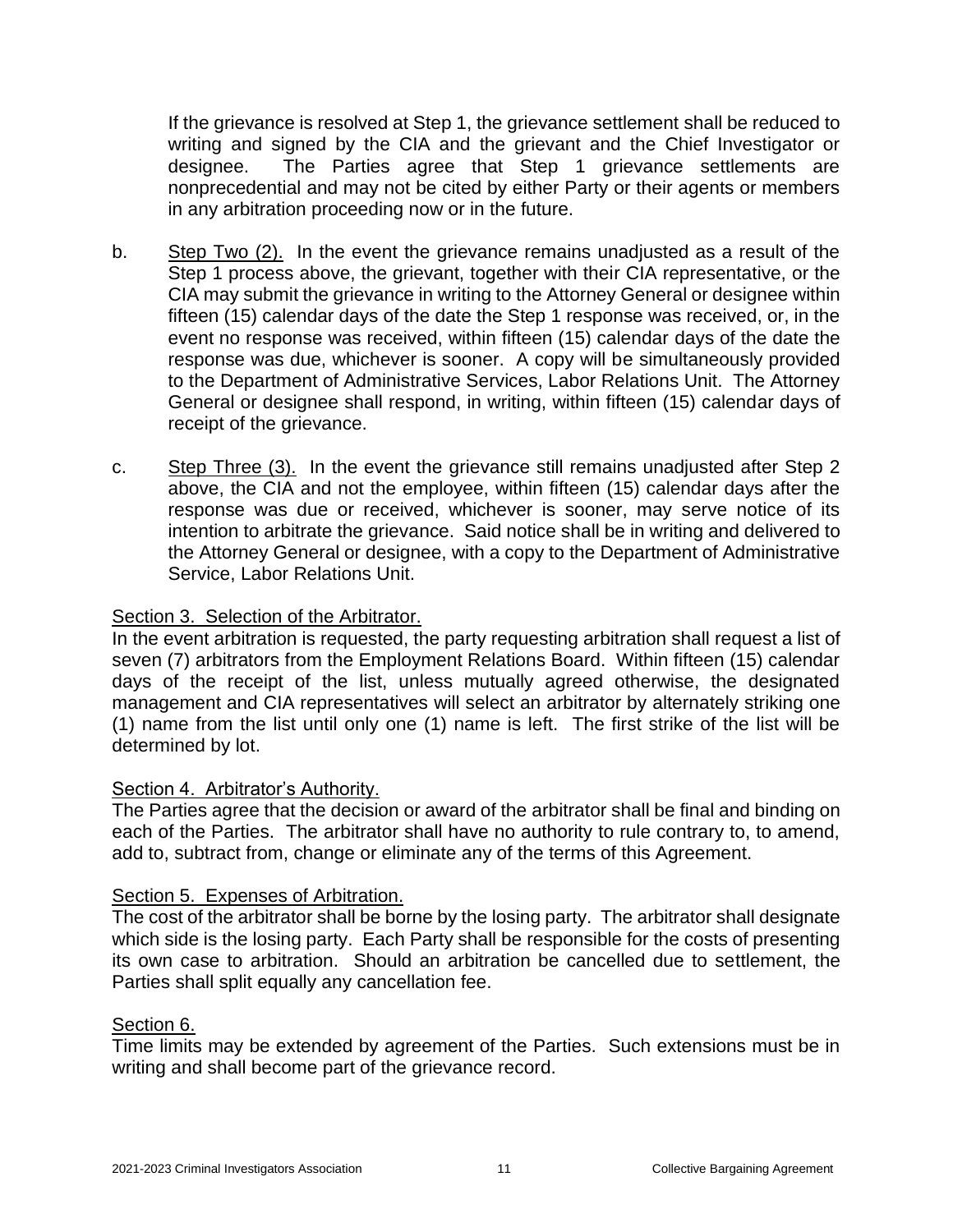If the grievance is resolved at Step 1, the grievance settlement shall be reduced to writing and signed by the CIA and the grievant and the Chief Investigator or designee. The Parties agree that Step 1 grievance settlements are nonprecedential and may not be cited by either Party or their agents or members in any arbitration proceeding now or in the future.

b. Step Two (2). In the event the grievance remains unadjusted as a result of the Step 1 process above, the grievant, together with their CIA representative, or the CIA may submit the grievance in writing to the Attorney General or designee within fifteen (15) calendar days of the date the Step 1 response was received, or, in the event no response was received, within fifteen (15) calendar days of the date the response was due, whichever is sooner. A copy will be simultaneously provided to the Department of Administrative Services, Labor Relations Unit. The Attorney General or designee shall respond, in writing, within fifteen (15) calendar days of receipt of the grievance.

c. Step Three (3). In the event the grievance still remains unadjusted after Step 2 above, the CIA and not the employee, within fifteen (15) calendar days after the response was due or received, whichever is sooner, may serve notice of its intention to arbitrate the grievance. Said notice shall be in writing and delivered to the Attorney General or designee, with a copy to the Department of Administrative Service, Labor Relations Unit.

Section 3. Selection of the Arbitrator.

In the event arbitration is requested, the party requesting arbitration shall request a list of seven (7) arbitrators from the Employment Relations Board. Within fifteen (15) calendar days of the receipt of the list, unless mutually agreed otherwise, the designated management and CIA representatives will select an arbitrator by alternately striking one (1) name from the list until only one (1) name is left. The first strike of the list will be determined by lot.

Section 4. Arbitrator's Authority.

The Parties agree that the decision or award of the arbitrator shall be final and binding on each of the Parties. The arbitrator shall have no authority to rule contrary to, to amend, add to, subtract from, change or eliminate any of the terms of this Agreement.

Section 5. Expenses of Arbitration.

The cost of the arbitrator shall be borne by the losing party. The arbitrator shall designate which side is the losing party. Each Party shall be responsible for the costs of presenting its own case to arbitration. Should an arbitration be cancelled due to settlement, the Parties shall split equally any cancellation fee.

Section 6.

Time limits may be extended by agreement of the Parties. Such extensions must be in writing and shall become part of the grievance record.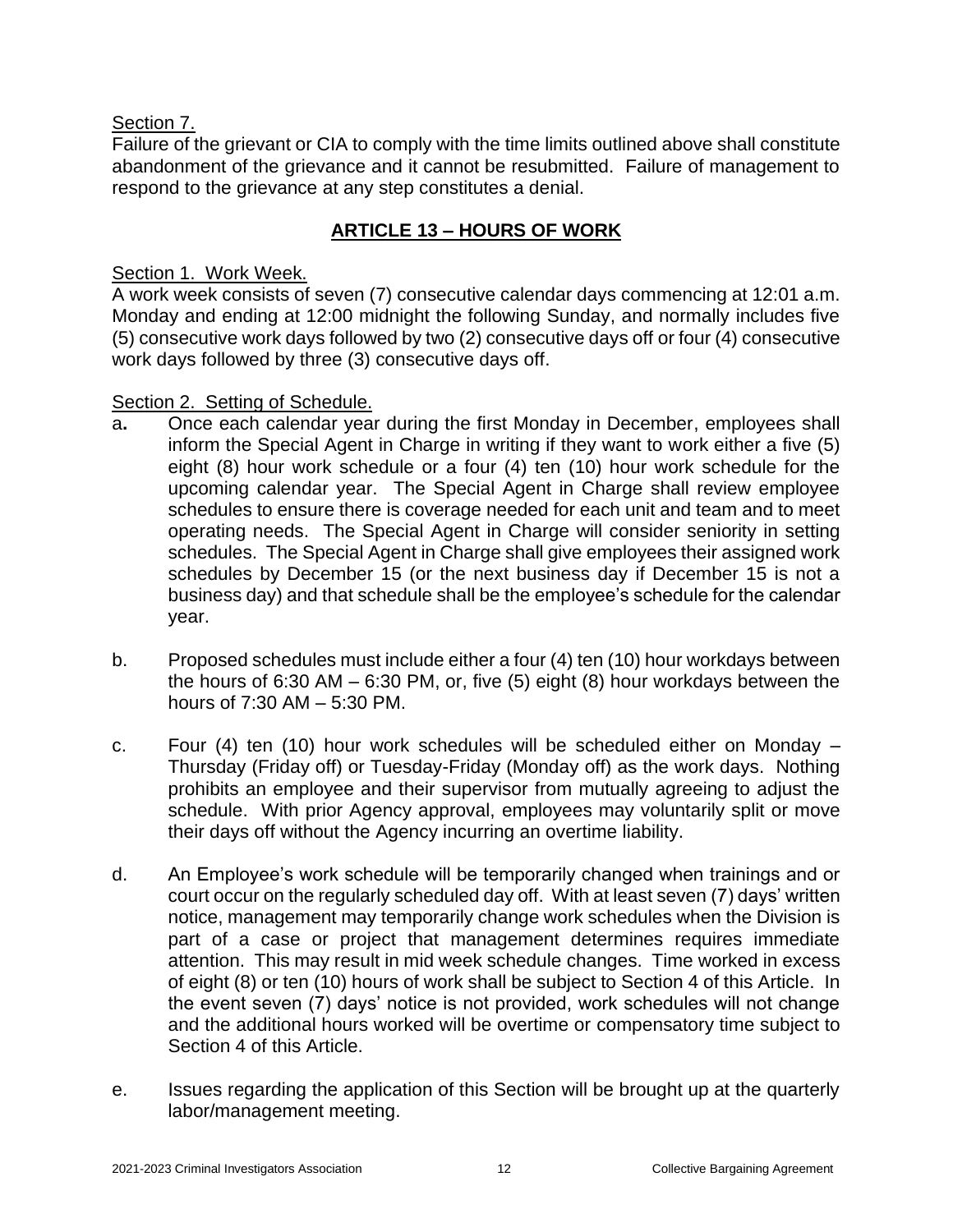Section 7.

Failure of the grievant or CIA to comply with the time limits outlined above shall constitute abandonment of the grievance and it cannot be resubmitted. Failure of management to respond to the grievance at any step constitutes a denial.

## ARTICLE 13 – HOURS OF WORK

Section 1. Work Week.

A work week consists of seven (7) consecutive calendar days commencing at 12:01 a.m. Monday and ending at 12:00 midnight the following Sunday, and normally includes five (5) consecutive work days followed by two (2) consecutive days off or four (4) consecutive work days followed by three (3) consecutive days off.

Section 2. Setting of Schedule.

a. Once each calendar year during the first Monday in December, employees shall inform the Special Agent in Charge in writing if they want to work either a five (5) eight (8) hour work schedule or a four (4) ten (10) hour work schedule for the upcoming calendar year. The Special Agent in Charge shall review employee schedules to ensure there is coverage needed for each unit and team and to meet operating needs. The Special Agent in Charge will consider seniority in setting schedules. The Special Agent in Charge shall give employees their assigned work schedules by December 15 (or the next business day if December 15 is not a business day) and that schedule shall be the employee's schedule for the calendar year.

b. Proposed schedules must include either a four (4) ten (10) hour workdays between the hours of 6:30 AM – 6:30 PM, or, five (5) eight (8) hour workdays between the hours of 7:30 AM – 5:30 PM.

c. Four (4) ten (10) hour work schedules will be scheduled either on Monday – Thursday (Friday off) or Tuesday-Friday (Monday off) as the work days. Nothing prohibits an employee and their supervisor from mutually agreeing to adjust the schedule. With prior Agency approval, employees may voluntarily split or move their days off without the Agency incurring an overtime liability.

d. An Employee's work schedule will be temporarily changed when trainings and or court occur on the regularly scheduled day off. With at least seven (7) days' written notice, management may temporarily change work schedules when the Division is part of a case or project that management determines requires immediate attention. This may result in mid week schedule changes. Time worked in excess of eight (8) or ten (10) hours of work shall be subject to Section 4 of this Article. In the event seven (7) days' notice is not provided, work schedules will not change and the additional hours worked will be overtime or compensatory time subject to Section 4 of this Article.

e. Issues regarding the application of this Section will be brought up at the quarterly labor/management meeting.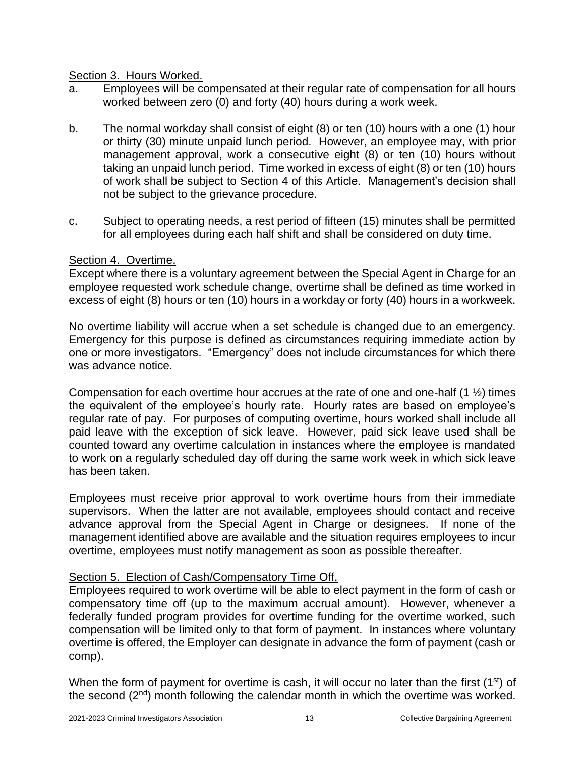Section 3. Hours Worked.

a. Employees will be compensated at their regular rate of compensation for all hours worked between zero (0) and forty (40) hours during a work week.

b. The normal workday shall consist of eight (8) or ten (10) hours with a one (1) hour or thirty (30) minute unpaid lunch period. However, an employee may, with prior management approval, work a consecutive eight (8) or ten (10) hours without taking an unpaid lunch period. Time worked in excess of eight (8) or ten (10) hours of work shall be subject to Section 4 of this Article. Management's decision shall not be subject to the grievance procedure.

c. Subject to operating needs, a rest period of fifteen (15) minutes shall be permitted for all employees during each half shift and shall be considered on duty time.

Section 4. Overtime.

Except where there is a voluntary agreement between the Special Agent in Charge for an employee requested work schedule change, overtime shall be defined as time worked in excess of eight (8) hours or ten (10) hours in a workday or forty (40) hours in a workweek.

No overtime liability will accrue when a set schedule is changed due to an emergency. Emergency for this purpose is defined as circumstances requiring immediate action by one or more investigators. "Emergency" does not include circumstances for which there was advance notice.

Compensation for each overtime hour accrues at the rate of one and one-half (1 ½) times the equivalent of the employee's hourly rate. Hourly rates are based on employee's regular rate of pay. For purposes of computing overtime, hours worked shall include all paid leave with the exception of sick leave. However, paid sick leave used shall be counted toward any overtime calculation in instances where the employee is mandated to work on a regularly scheduled day off during the same work week in which sick leave has been taken.

Employees must receive prior approval to work overtime hours from their immediate supervisors. When the latter are not available, employees should contact and receive advance approval from the Special Agent in Charge or designees. If none of the management identified above are available and the situation requires employees to incur overtime, employees must notify management as soon as possible thereafter.

Section 5. Election of Cash/Compensatory Time Off.

Employees required to work overtime will be able to elect payment in the form of cash or compensatory time off (up to the maximum accrual amount). However, whenever a federally funded program provides for overtime funding for the overtime worked, such compensation will be limited only to that form of payment. In instances where voluntary overtime is offered, the Employer can designate in advance the form of payment (cash or comp).

When the form of payment for overtime is cash, it will occur no later than the first (1st) of the second (2nd) month following the calendar month in which the overtime was worked.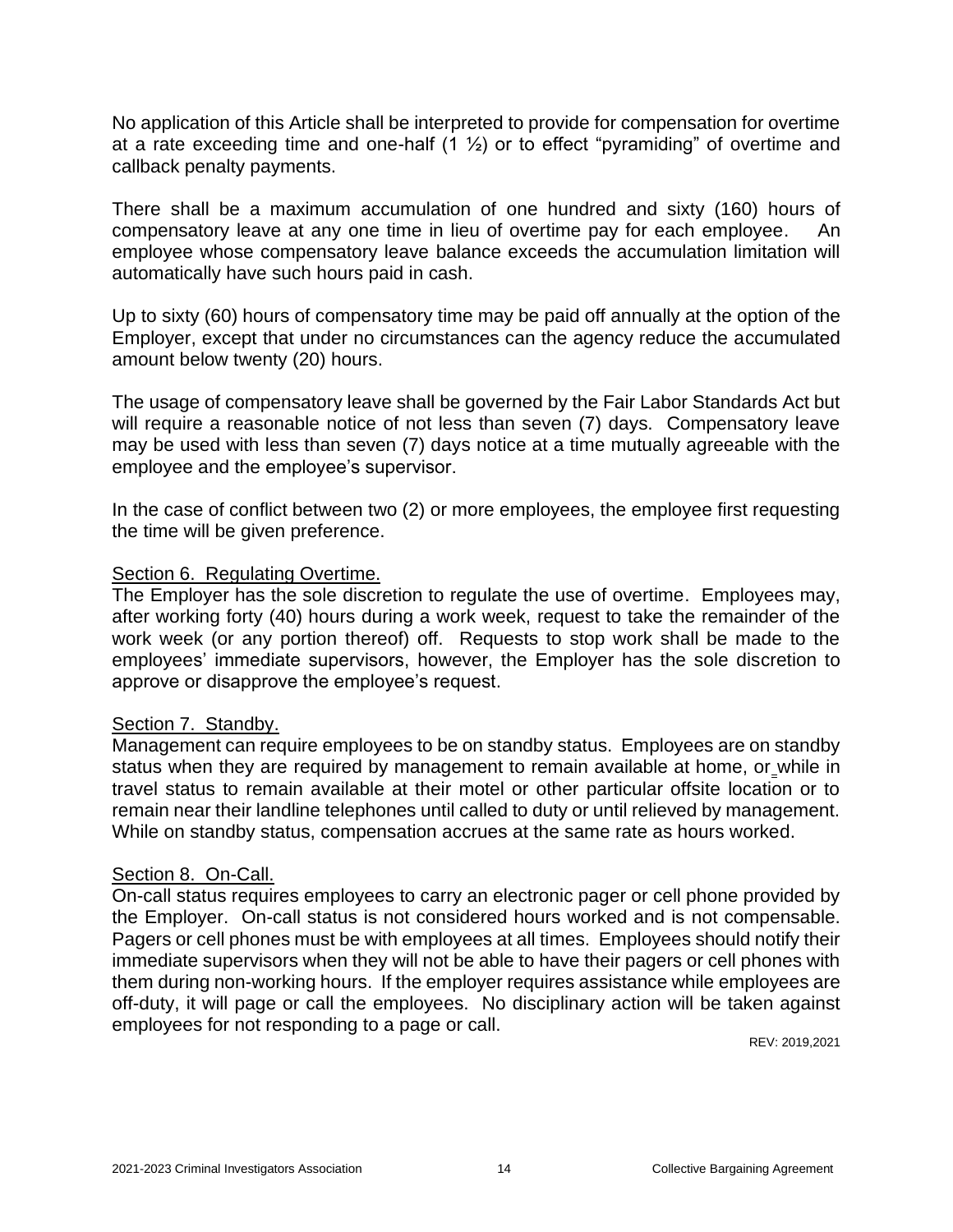No application of this Article shall be interpreted to provide for compensation for overtime at a rate exceeding time and one-half (1 ½) or to effect "pyramiding" of overtime and callback penalty payments.

There shall be a maximum accumulation of one hundred and sixty (160) hours of compensatory leave at any one time in lieu of overtime pay for each employee. An employee whose compensatory leave balance exceeds the accumulation limitation will automatically have such hours paid in cash.

Up to sixty (60) hours of compensatory time may be paid off annually at the option of the Employer, except that under no circumstances can the agency reduce the accumulated amount below twenty (20) hours.

The usage of compensatory leave shall be governed by the Fair Labor Standards Act but will require a reasonable notice of not less than seven (7) days. Compensatory leave may be used with less than seven (7) days notice at a time mutually agreeable with the employee and the employee's supervisor.

In the case of conflict between two (2) or more employees, the employee first requesting the time will be given preference.

Section 6. Regulating Overtime.

The Employer has the sole discretion to regulate the use of overtime. Employees may, after working forty (40) hours during a work week, request to take the remainder of the work week (or any portion thereof) off. Requests to stop work shall be made to the employees' immediate supervisors, however, the Employer has the sole discretion to approve or disapprove the employee's request.

Section 7. Standby.

Management can require employees to be on standby status. Employees are on standby status when they are required by management to remain available at home, or while in travel status to remain available at their motel or other particular offsite location or to remain near their landline telephones until called to duty or until relieved by management. While on standby status, compensation accrues at the same rate as hours worked.

Section 8. On-Call.

On-call status requires employees to carry an electronic pager or cell phone provided by the Employer. On-call status is not considered hours worked and is not compensable. Pagers or cell phones must be with employees at all times. Employees should notify their immediate supervisors when they will not be able to have their pagers or cell phones with them during non-working hours. If the employer requires assistance while employees are off-duty, it will page or call the employees. No disciplinary action will be taken against employees for not responding to a page or call.

REV: 2019,2021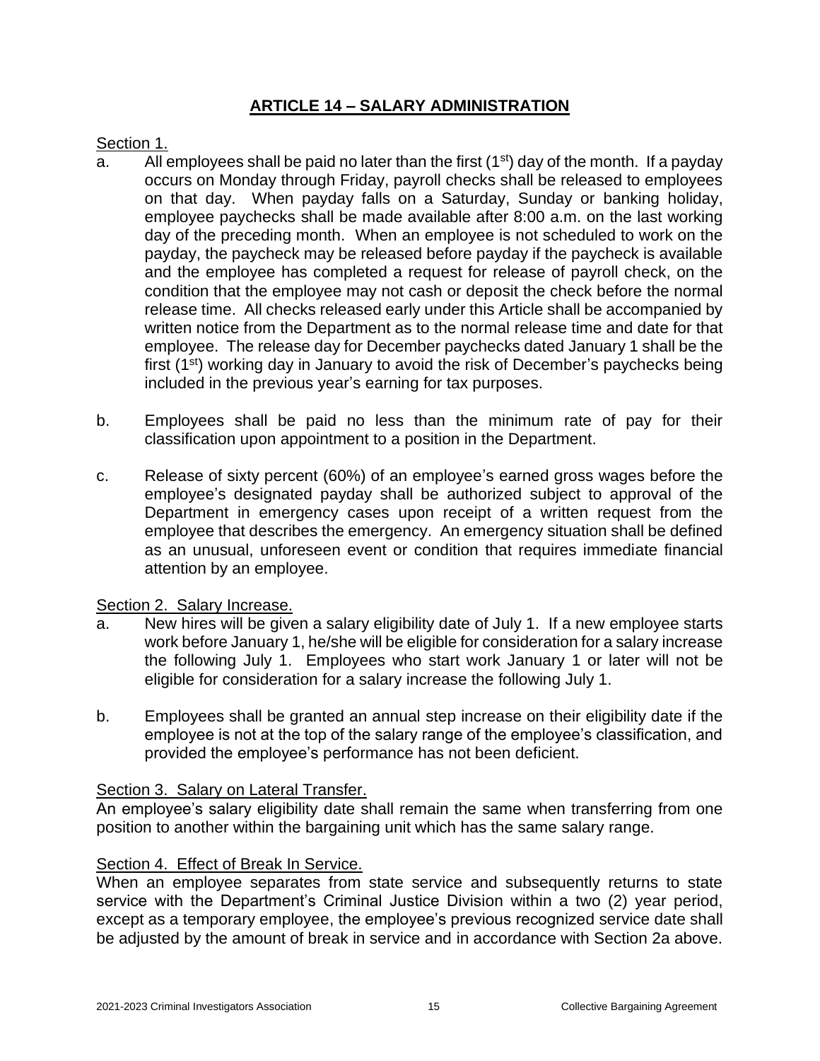## ARTICLE 14 – SALARY ADMINISTRATION

Section 1.

a. All employees shall be paid no later than the first (1st) day of the month. If a payday occurs on Monday through Friday, payroll checks shall be released to employees on that day. When payday falls on a Saturday, Sunday or banking holiday, employee paychecks shall be made available after 8:00 a.m. on the last working day of the preceding month. When an employee is not scheduled to work on the payday, the paycheck may be released before payday if the paycheck is available and the employee has completed a request for release of payroll check, on the condition that the employee may not cash or deposit the check before the normal release time. All checks released early under this Article shall be accompanied by written notice from the Department as to the normal release time and date for that employee. The release day for December paychecks dated January 1 shall be the first (1st) working day in January to avoid the risk of December's paychecks being included in the previous year's earning for tax purposes.

b. Employees shall be paid no less than the minimum rate of pay for their classification upon appointment to a position in the Department.

c. Release of sixty percent (60%) of an employee's earned gross wages before the employee's designated payday shall be authorized subject to approval of the Department in emergency cases upon receipt of a written request from the employee that describes the emergency. An emergency situation shall be defined as an unusual, unforeseen event or condition that requires immediate financial attention by an employee.

Section 2. Salary Increase.

a. New hires will be given a salary eligibility date of July 1. If a new employee starts work before January 1, he/she will be eligible for consideration for a salary increase the following July 1. Employees who start work January 1 or later will not be eligible for consideration for a salary increase the following July 1.

b. Employees shall be granted an annual step increase on their eligibility date if the employee is not at the top of the salary range of the employee's classification, and provided the employee's performance has not been deficient.

Section 3. Salary on Lateral Transfer.

An employee's salary eligibility date shall remain the same when transferring from one position to another within the bargaining unit which has the same salary range.

Section 4. Effect of Break In Service.

When an employee separates from state service and subsequently returns to state service with the Department's Criminal Justice Division within a two (2) year period, except as a temporary employee, the employee's previous recognized service date shall be adjusted by the amount of break in service and in accordance with Section 2a above.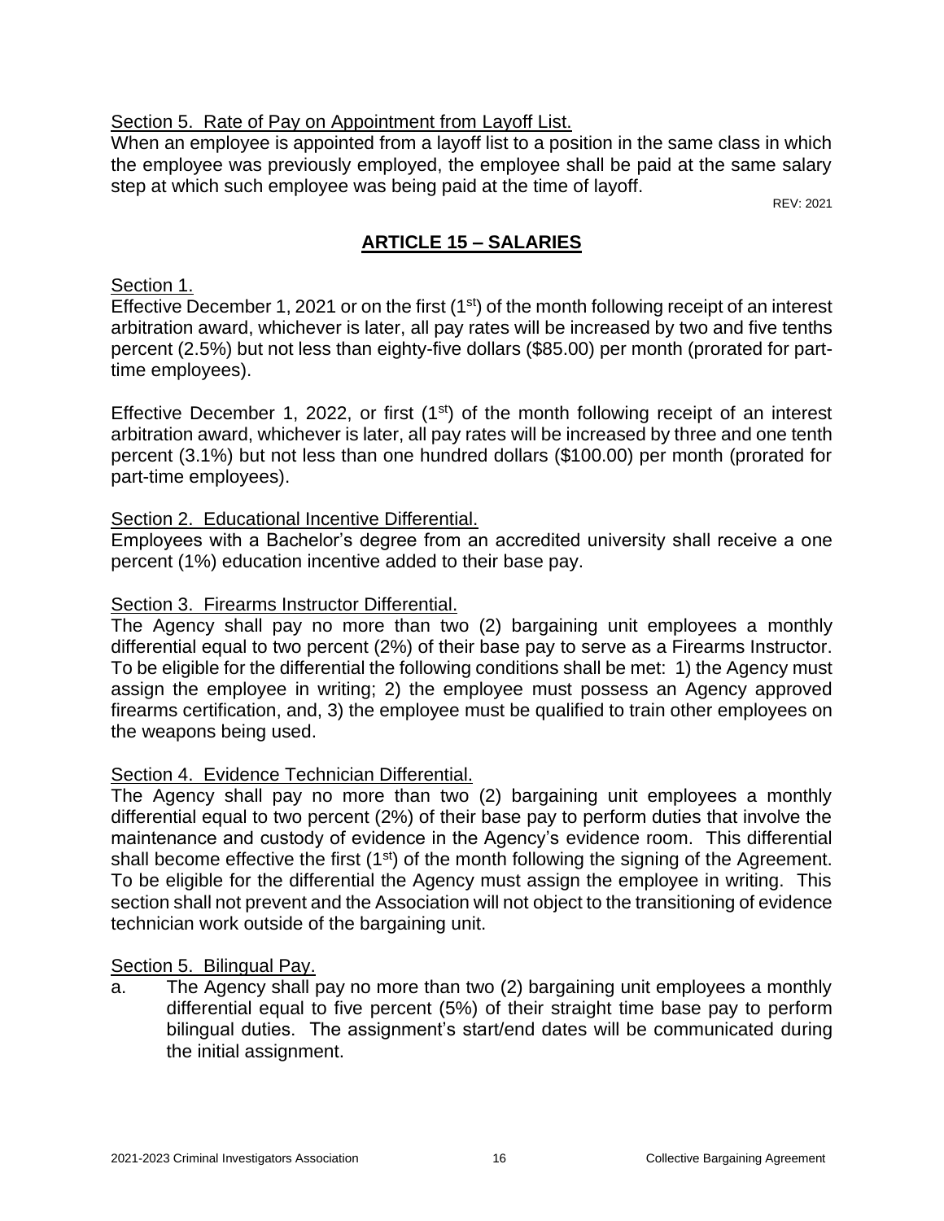Section 5. Rate of Pay on Appointment from Layoff List.

When an employee is appointed from a layoff list to a position in the same class in which the employee was previously employed, the employee shall be paid at the same salary step at which such employee was being paid at the time of layoff.

REV: 2021

## ARTICLE 15 – SALARIES

Section 1.

Effective December 1, 2021 or on the first (1st) of the month following receipt of an interest arbitration award, whichever is later, all pay rates will be increased by two and five tenths percent (2.5%) but not less than eighty-five dollars ($85.00) per month (prorated for part-time employees).

Effective December 1, 2022, or first (1st) of the month following receipt of an interest arbitration award, whichever is later, all pay rates will be increased by three and one tenth percent (3.1%) but not less than one hundred dollars ($100.00) per month (prorated for part-time employees).

Section 2. Educational Incentive Differential.

Employees with a Bachelor's degree from an accredited university shall receive a one percent (1%) education incentive added to their base pay.

Section 3. Firearms Instructor Differential.

The Agency shall pay no more than two (2) bargaining unit employees a monthly differential equal to two percent (2%) of their base pay to serve as a Firearms Instructor. To be eligible for the differential the following conditions shall be met: 1) the Agency must assign the employee in writing; 2) the employee must possess an Agency approved firearms certification, and, 3) the employee must be qualified to train other employees on the weapons being used.

Section 4. Evidence Technician Differential.

The Agency shall pay no more than two (2) bargaining unit employees a monthly differential equal to two percent (2%) of their base pay to perform duties that involve the maintenance and custody of evidence in the Agency's evidence room. This differential shall become effective the first (1st) of the month following the signing of the Agreement. To be eligible for the differential the Agency must assign the employee in writing. This section shall not prevent and the Association will not object to the transitioning of evidence technician work outside of the bargaining unit.

Section 5. Bilingual Pay.

a. The Agency shall pay no more than two (2) bargaining unit employees a monthly differential equal to five percent (5%) of their straight time base pay to perform bilingual duties. The assignment's start/end dates will be communicated during the initial assignment.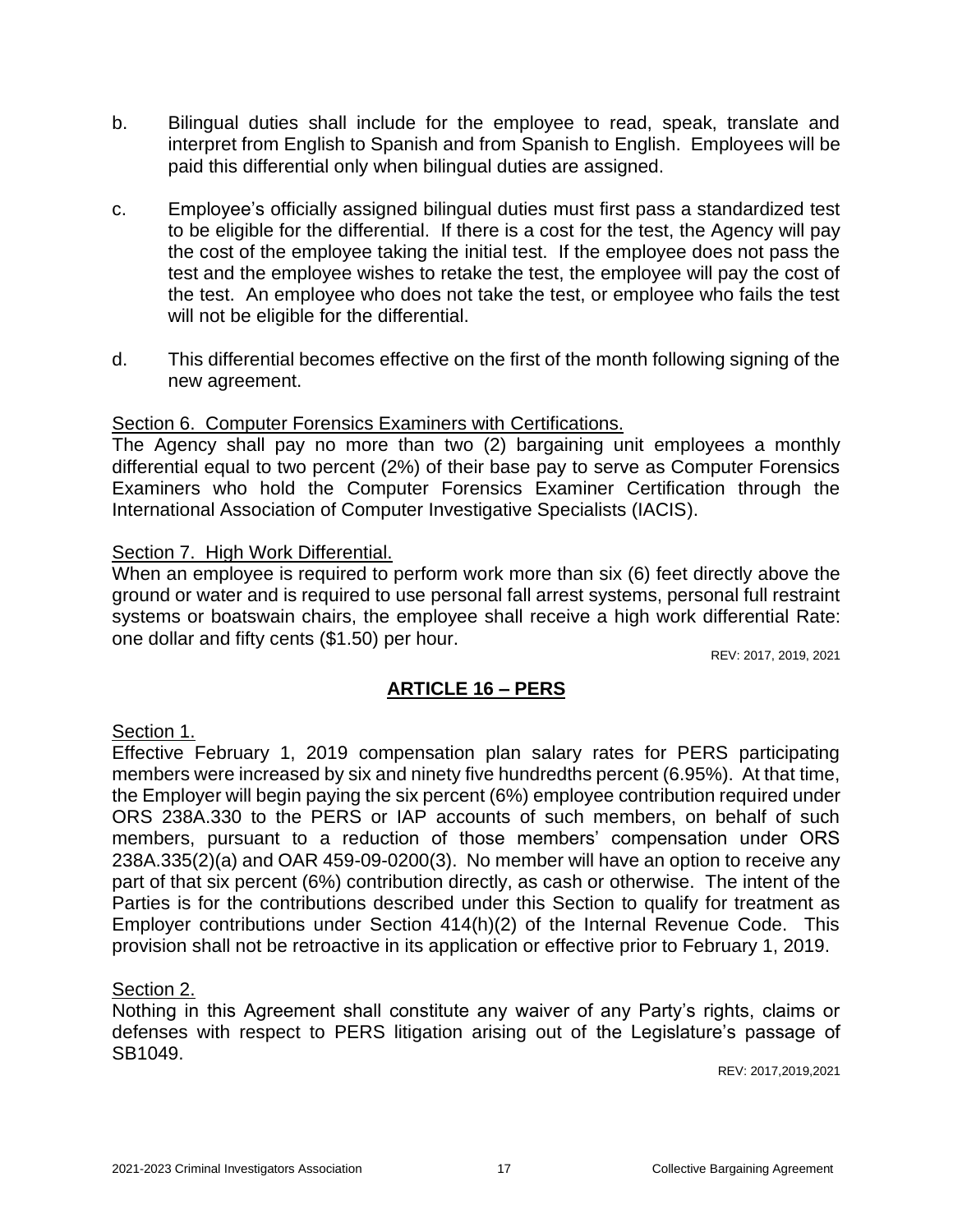b. Bilingual duties shall include for the employee to read, speak, translate and interpret from English to Spanish and from Spanish to English. Employees will be paid this differential only when bilingual duties are assigned.

c. Employee's officially assigned bilingual duties must first pass a standardized test to be eligible for the differential. If there is a cost for the test, the Agency will pay the cost of the employee taking the initial test. If the employee does not pass the test and the employee wishes to retake the test, the employee will pay the cost of the test. An employee who does not take the test, or employee who fails the test will not be eligible for the differential.

d. This differential becomes effective on the first of the month following signing of the new agreement.

Section 6. Computer Forensics Examiners with Certifications.

The Agency shall pay no more than two (2) bargaining unit employees a monthly differential equal to two percent (2%) of their base pay to serve as Computer Forensics Examiners who hold the Computer Forensics Examiner Certification through the International Association of Computer Investigative Specialists (IACIS).

Section 7. High Work Differential.

When an employee is required to perform work more than six (6) feet directly above the ground or water and is required to use personal fall arrest systems, personal full restraint systems or boatswain chairs, the employee shall receive a high work differential Rate: one dollar and fifty cents ($1.50) per hour.

REV: 2017, 2019, 2021

## ARTICLE 16 – PERS

Section 1.

Effective February 1, 2019 compensation plan salary rates for PERS participating members were increased by six and ninety five hundredths percent (6.95%). At that time, the Employer will begin paying the six percent (6%) employee contribution required under ORS 238A.330 to the PERS or IAP accounts of such members, on behalf of such members, pursuant to a reduction of those members' compensation under ORS 238A.335(2)(a) and OAR 459-09-0200(3). No member will have an option to receive any part of that six percent (6%) contribution directly, as cash or otherwise. The intent of the Parties is for the contributions described under this Section to qualify for treatment as Employer contributions under Section 414(h)(2) of the Internal Revenue Code. This provision shall not be retroactive in its application or effective prior to February 1, 2019.

Section 2.

Nothing in this Agreement shall constitute any waiver of any Party's rights, claims or defenses with respect to PERS litigation arising out of the Legislature's passage of SB1049.

REV: 2017,2019,2021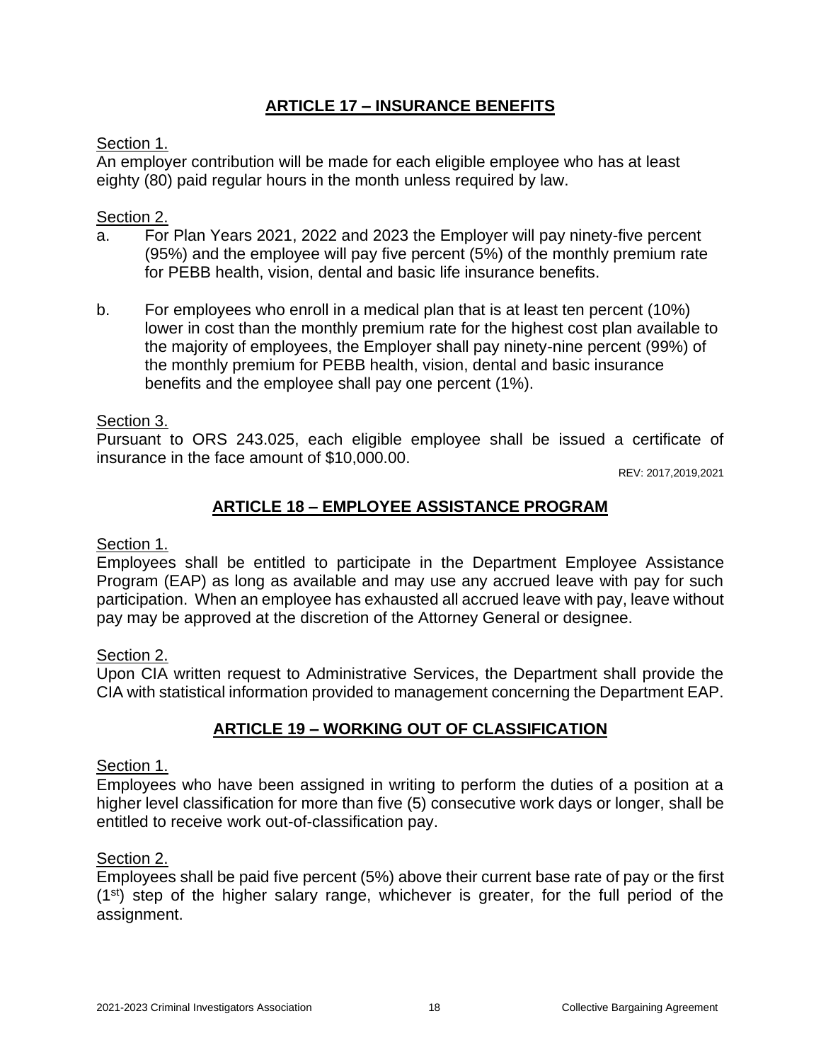## ARTICLE 17 – INSURANCE BENEFITS

Section 1.

An employer contribution will be made for each eligible employee who has at least eighty (80) paid regular hours in the month unless required by law.

Section 2.

a. For Plan Years 2021, 2022 and 2023 the Employer will pay ninety-five percent (95%) and the employee will pay five percent (5%) of the monthly premium rate for PEBB health, vision, dental and basic life insurance benefits.

b. For employees who enroll in a medical plan that is at least ten percent (10%) lower in cost than the monthly premium rate for the highest cost plan available to the majority of employees, the Employer shall pay ninety-nine percent (99%) of the monthly premium for PEBB health, vision, dental and basic insurance benefits and the employee shall pay one percent (1%).

Section 3.

Pursuant to ORS 243.025, each eligible employee shall be issued a certificate of insurance in the face amount of $10,000.00.

REV: 2017,2019,2021

## ARTICLE 18 – EMPLOYEE ASSISTANCE PROGRAM

Section 1.

Employees shall be entitled to participate in the Department Employee Assistance Program (EAP) as long as available and may use any accrued leave with pay for such participation. When an employee has exhausted all accrued leave with pay, leave without pay may be approved at the discretion of the Attorney General or designee.

Section 2.

Upon CIA written request to Administrative Services, the Department shall provide the CIA with statistical information provided to management concerning the Department EAP.

## ARTICLE 19 – WORKING OUT OF CLASSIFICATION

Section 1.

Employees who have been assigned in writing to perform the duties of a position at a higher level classification for more than five (5) consecutive work days or longer, shall be entitled to receive work out-of-classification pay.

Section 2.

Employees shall be paid five percent (5%) above their current base rate of pay or the first (1st) step of the higher salary range, whichever is greater, for the full period of the assignment.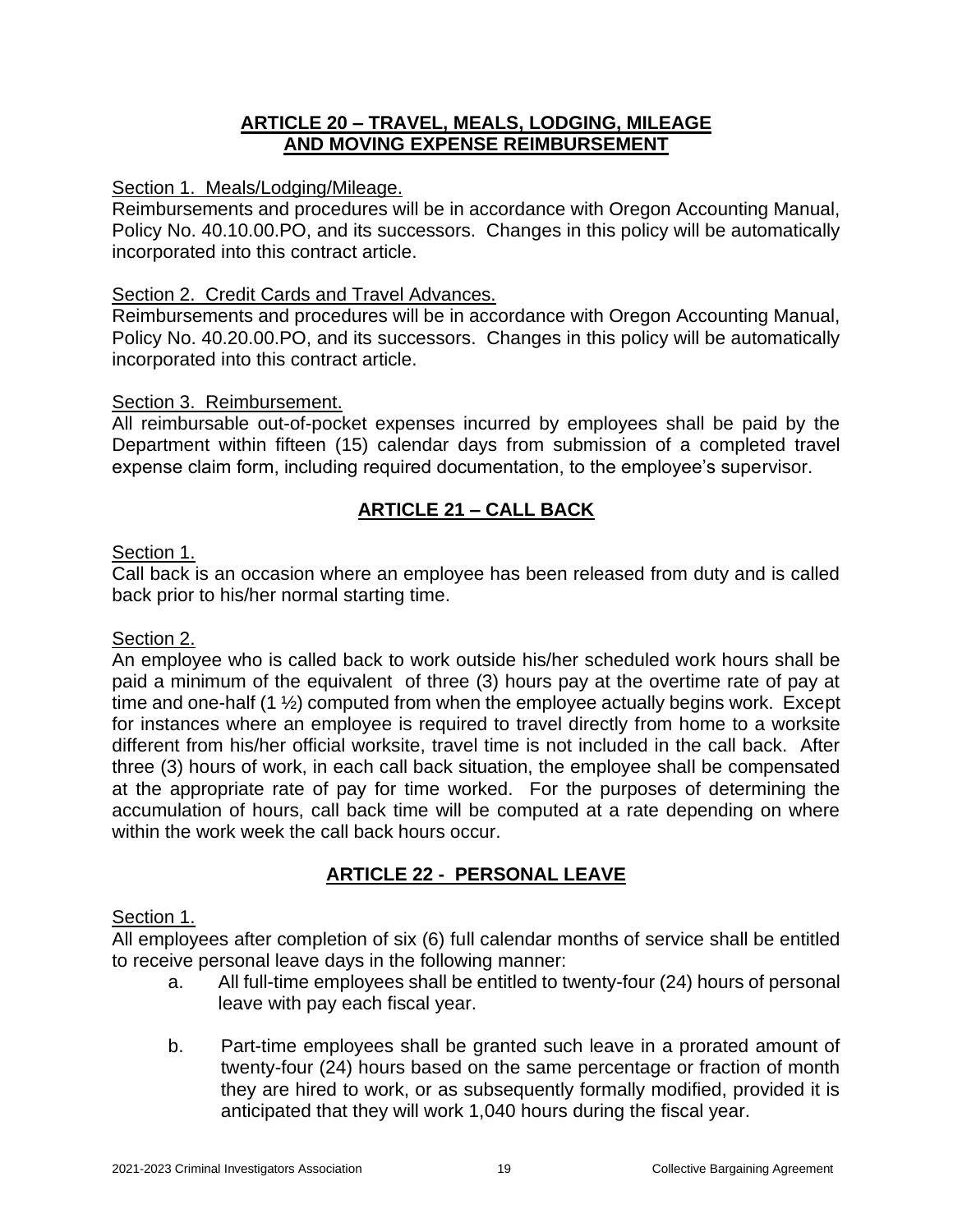## ARTICLE 20 – TRAVEL, MEALS, LODGING, MILEAGE AND MOVING EXPENSE REIMBURSEMENT

Section 1. Meals/Lodging/Mileage.
Reimbursements and procedures will be in accordance with Oregon Accounting Manual, Policy No. 40.10.00.PO, and its successors. Changes in this policy will be automatically incorporated into this contract article.

Section 2. Credit Cards and Travel Advances.
Reimbursements and procedures will be in accordance with Oregon Accounting Manual, Policy No. 40.20.00.PO, and its successors. Changes in this policy will be automatically incorporated into this contract article.

Section 3. Reimbursement.
All reimbursable out-of-pocket expenses incurred by employees shall be paid by the Department within fifteen (15) calendar days from submission of a completed travel expense claim form, including required documentation, to the employee's supervisor.

## ARTICLE 21 – CALL BACK

Section 1.
Call back is an occasion where an employee has been released from duty and is called back prior to his/her normal starting time.

Section 2.
An employee who is called back to work outside his/her scheduled work hours shall be paid a minimum of the equivalent of three (3) hours pay at the overtime rate of pay at time and one-half (1 ½) computed from when the employee actually begins work. Except for instances where an employee is required to travel directly from home to a worksite different from his/her official worksite, travel time is not included in the call back. After three (3) hours of work, in each call back situation, the employee shall be compensated at the appropriate rate of pay for time worked. For the purposes of determining the accumulation of hours, call back time will be computed at a rate depending on where within the work week the call back hours occur.

## ARTICLE 22 - PERSONAL LEAVE

Section 1.
All employees after completion of six (6) full calendar months of service shall be entitled to receive personal leave days in the following manner:

a. All full-time employees shall be entitled to twenty-four (24) hours of personal leave with pay each fiscal year.

b. Part-time employees shall be granted such leave in a prorated amount of twenty-four (24) hours based on the same percentage or fraction of month they are hired to work, or as subsequently formally modified, provided it is anticipated that they will work 1,040 hours during the fiscal year.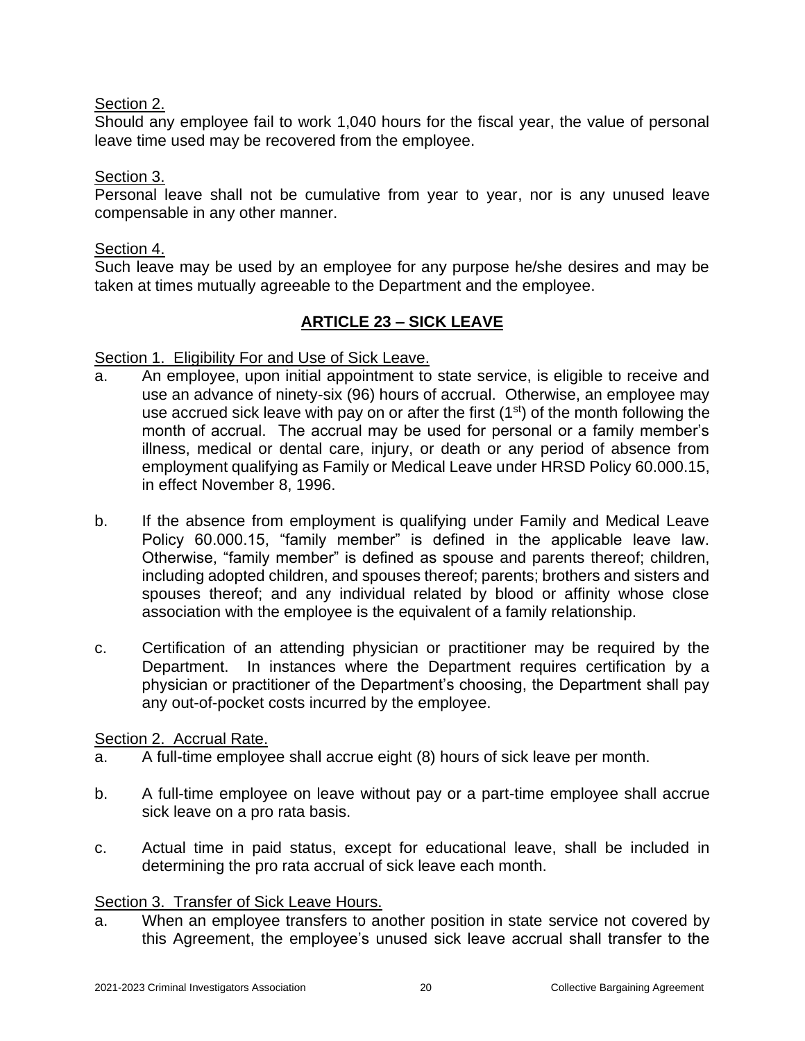Section 2.

Should any employee fail to work 1,040 hours for the fiscal year, the value of personal leave time used may be recovered from the employee.

Section 3.

Personal leave shall not be cumulative from year to year, nor is any unused leave compensable in any other manner.

Section 4.

Such leave may be used by an employee for any purpose he/she desires and may be taken at times mutually agreeable to the Department and the employee.

## ARTICLE 23 – SICK LEAVE

Section 1. Eligibility For and Use of Sick Leave.

a. An employee, upon initial appointment to state service, is eligible to receive and use an advance of ninety-six (96) hours of accrual. Otherwise, an employee may use accrued sick leave with pay on or after the first (1st) of the month following the month of accrual. The accrual may be used for personal or a family member's illness, medical or dental care, injury, or death or any period of absence from employment qualifying as Family or Medical Leave under HRSD Policy 60.000.15, in effect November 8, 1996.

b. If the absence from employment is qualifying under Family and Medical Leave Policy 60.000.15, "family member" is defined in the applicable leave law. Otherwise, "family member" is defined as spouse and parents thereof; children, including adopted children, and spouses thereof; parents; brothers and sisters and spouses thereof; and any individual related by blood or affinity whose close association with the employee is the equivalent of a family relationship.

c. Certification of an attending physician or practitioner may be required by the Department. In instances where the Department requires certification by a physician or practitioner of the Department's choosing, the Department shall pay any out-of-pocket costs incurred by the employee.

Section 2. Accrual Rate.

a. A full-time employee shall accrue eight (8) hours of sick leave per month.

b. A full-time employee on leave without pay or a part-time employee shall accrue sick leave on a pro rata basis.

c. Actual time in paid status, except for educational leave, shall be included in determining the pro rata accrual of sick leave each month.

Section 3. Transfer of Sick Leave Hours.

a. When an employee transfers to another position in state service not covered by this Agreement, the employee's unused sick leave accrual shall transfer to the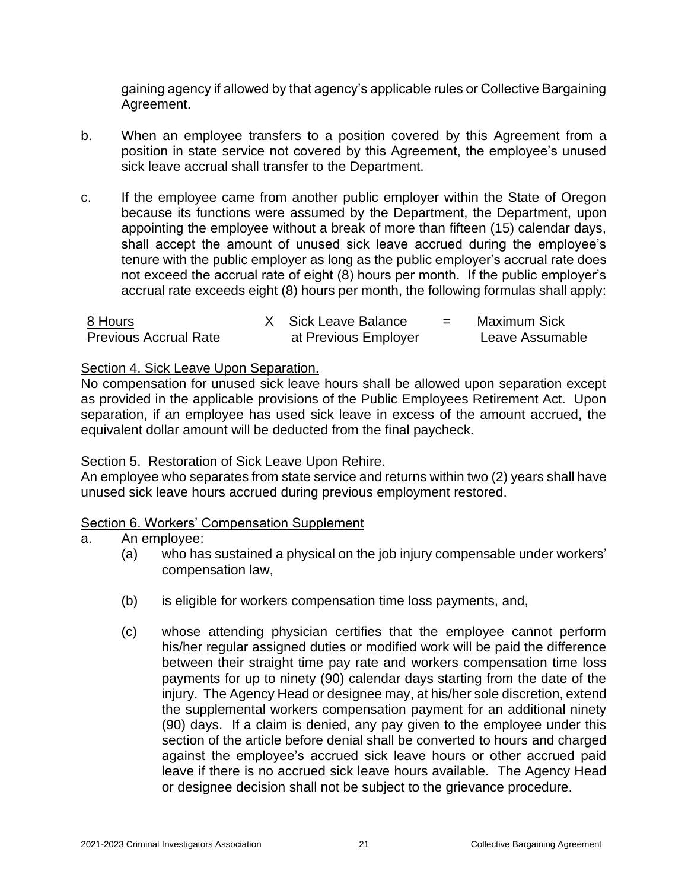gaining agency if allowed by that agency's applicable rules or Collective Bargaining Agreement.

b. When an employee transfers to a position covered by this Agreement from a position in state service not covered by this Agreement, the employee's unused sick leave accrual shall transfer to the Department.

c. If the employee came from another public employer within the State of Oregon because its functions were assumed by the Department, the Department, upon appointing the employee without a break of more than fifteen (15) calendar days, shall accept the amount of unused sick leave accrued during the employee's tenure with the public employer as long as the public employer's accrual rate does not exceed the accrual rate of eight (8) hours per month. If the public employer's accrual rate exceeds eight (8) hours per month, the following formulas shall apply:

$$\frac{\text{8 Hours}}{\text{Previous Accrual Rate}} \times \text{Sick Leave Balance at Previous Employer} = \text{Maximum Sick Leave Assumable}$$

Section 4. Sick Leave Upon Separation.

No compensation for unused sick leave hours shall be allowed upon separation except as provided in the applicable provisions of the Public Employees Retirement Act. Upon separation, if an employee has used sick leave in excess of the amount accrued, the equivalent dollar amount will be deducted from the final paycheck.

Section 5. Restoration of Sick Leave Upon Rehire.

An employee who separates from state service and returns within two (2) years shall have unused sick leave hours accrued during previous employment restored.

Section 6. Workers' Compensation Supplement

a. An employee:

(a) who has sustained a physical on the job injury compensable under workers' compensation law,

(b) is eligible for workers compensation time loss payments, and,

(c) whose attending physician certifies that the employee cannot perform his/her regular assigned duties or modified work will be paid the difference between their straight time pay rate and workers compensation time loss payments for up to ninety (90) calendar days starting from the date of the injury. The Agency Head or designee may, at his/her sole discretion, extend the supplemental workers compensation payment for an additional ninety (90) days. If a claim is denied, any pay given to the employee under this section of the article before denial shall be converted to hours and charged against the employee's accrued sick leave hours or other accrued paid leave if there is no accrued sick leave hours available. The Agency Head or designee decision shall not be subject to the grievance procedure.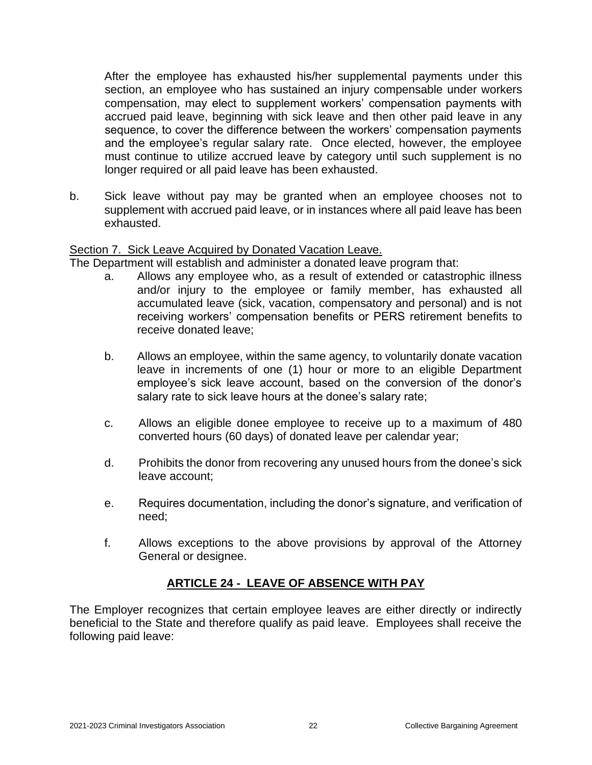After the employee has exhausted his/her supplemental payments under this section, an employee who has sustained an injury compensable under workers compensation, may elect to supplement workers' compensation payments with accrued paid leave, beginning with sick leave and then other paid leave in any sequence, to cover the difference between the workers' compensation payments and the employee's regular salary rate. Once elected, however, the employee must continue to utilize accrued leave by category until such supplement is no longer required or all paid leave has been exhausted.

b. Sick leave without pay may be granted when an employee chooses not to supplement with accrued paid leave, or in instances where all paid leave has been exhausted.

Section 7. Sick Leave Acquired by Donated Vacation Leave.

The Department will establish and administer a donated leave program that:

a. Allows any employee who, as a result of extended or catastrophic illness and/or injury to the employee or family member, has exhausted all accumulated leave (sick, vacation, compensatory and personal) and is not receiving workers' compensation benefits or PERS retirement benefits to receive donated leave;

b. Allows an employee, within the same agency, to voluntarily donate vacation leave in increments of one (1) hour or more to an eligible Department employee's sick leave account, based on the conversion of the donor's salary rate to sick leave hours at the donee's salary rate;

c. Allows an eligible donee employee to receive up to a maximum of 480 converted hours (60 days) of donated leave per calendar year;

d. Prohibits the donor from recovering any unused hours from the donee's sick leave account;

e. Requires documentation, including the donor's signature, and verification of need;

f. Allows exceptions to the above provisions by approval of the Attorney General or designee.

## ARTICLE 24 - LEAVE OF ABSENCE WITH PAY

The Employer recognizes that certain employee leaves are either directly or indirectly beneficial to the State and therefore qualify as paid leave. Employees shall receive the following paid leave: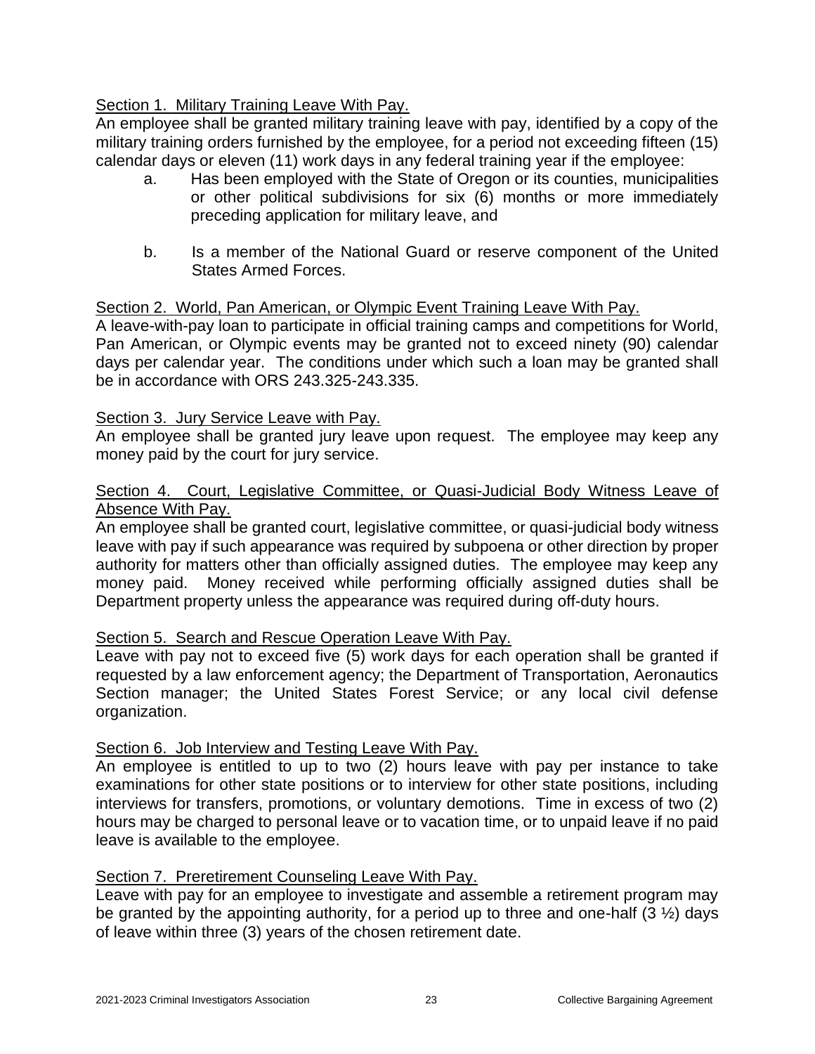<u>Section 1. Military Training Leave With Pay.</u>

An employee shall be granted military training leave with pay, identified by a copy of the military training orders furnished by the employee, for a period not exceeding fifteen (15) calendar days or eleven (11) work days in any federal training year if the employee:

a. Has been employed with the State of Oregon or its counties, municipalities or other political subdivisions for six (6) months or more immediately preceding application for military leave, and

b. Is a member of the National Guard or reserve component of the United States Armed Forces.

<u>Section 2. World, Pan American, or Olympic Event Training Leave With Pay.</u>

A leave-with-pay loan to participate in official training camps and competitions for World, Pan American, or Olympic events may be granted not to exceed ninety (90) calendar days per calendar year. The conditions under which such a loan may be granted shall be in accordance with ORS 243.325-243.335.

<u>Section 3. Jury Service Leave with Pay.</u>

An employee shall be granted jury leave upon request. The employee may keep any money paid by the court for jury service.

<u>Section 4. Court, Legislative Committee, or Quasi-Judicial Body Witness Leave of Absence With Pay.</u>

An employee shall be granted court, legislative committee, or quasi-judicial body witness leave with pay if such appearance was required by subpoena or other direction by proper authority for matters other than officially assigned duties. The employee may keep any money paid. Money received while performing officially assigned duties shall be Department property unless the appearance was required during off-duty hours.

<u>Section 5. Search and Rescue Operation Leave With Pay.</u>

Leave with pay not to exceed five (5) work days for each operation shall be granted if requested by a law enforcement agency; the Department of Transportation, Aeronautics Section manager; the United States Forest Service; or any local civil defense organization.

<u>Section 6. Job Interview and Testing Leave With Pay.</u>

An employee is entitled to up to two (2) hours leave with pay per instance to take examinations for other state positions or to interview for other state positions, including interviews for transfers, promotions, or voluntary demotions. Time in excess of two (2) hours may be charged to personal leave or to vacation time, or to unpaid leave if no paid leave is available to the employee.

<u>Section 7. Preretirement Counseling Leave With Pay.</u>

Leave with pay for an employee to investigate and assemble a retirement program may be granted by the appointing authority, for a period up to three and one-half (3 ½) days of leave within three (3) years of the chosen retirement date.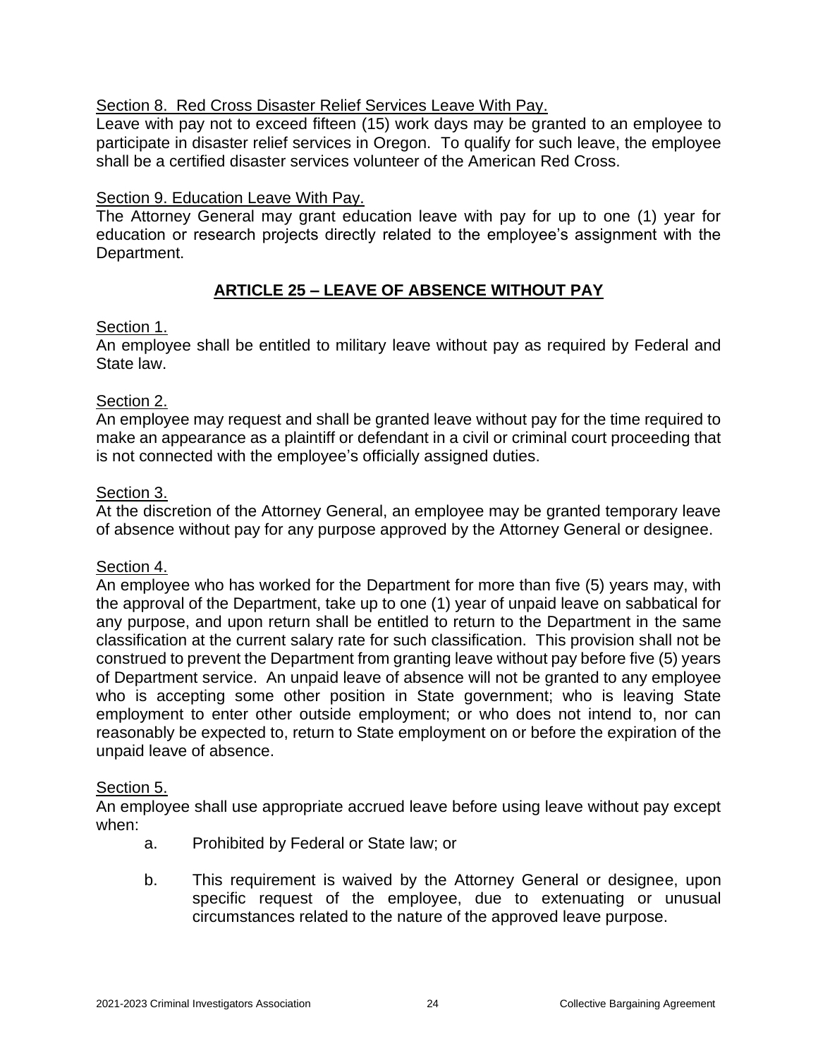Section 8. Red Cross Disaster Relief Services Leave With Pay.

Leave with pay not to exceed fifteen (15) work days may be granted to an employee to participate in disaster relief services in Oregon. To qualify for such leave, the employee shall be a certified disaster services volunteer of the American Red Cross.

Section 9. Education Leave With Pay.

The Attorney General may grant education leave with pay for up to one (1) year for education or research projects directly related to the employee's assignment with the Department.

## ARTICLE 25 – LEAVE OF ABSENCE WITHOUT PAY

Section 1.

An employee shall be entitled to military leave without pay as required by Federal and State law.

Section 2.

An employee may request and shall be granted leave without pay for the time required to make an appearance as a plaintiff or defendant in a civil or criminal court proceeding that is not connected with the employee's officially assigned duties.

Section 3.

At the discretion of the Attorney General, an employee may be granted temporary leave of absence without pay for any purpose approved by the Attorney General or designee.

Section 4.

An employee who has worked for the Department for more than five (5) years may, with the approval of the Department, take up to one (1) year of unpaid leave on sabbatical for any purpose, and upon return shall be entitled to return to the Department in the same classification at the current salary rate for such classification. This provision shall not be construed to prevent the Department from granting leave without pay before five (5) years of Department service. An unpaid leave of absence will not be granted to any employee who is accepting some other position in State government; who is leaving State employment to enter other outside employment; or who does not intend to, nor can reasonably be expected to, return to State employment on or before the expiration of the unpaid leave of absence.

Section 5.

An employee shall use appropriate accrued leave before using leave without pay except when:

a. Prohibited by Federal or State law; or

b. This requirement is waived by the Attorney General or designee, upon specific request of the employee, due to extenuating or unusual circumstances related to the nature of the approved leave purpose.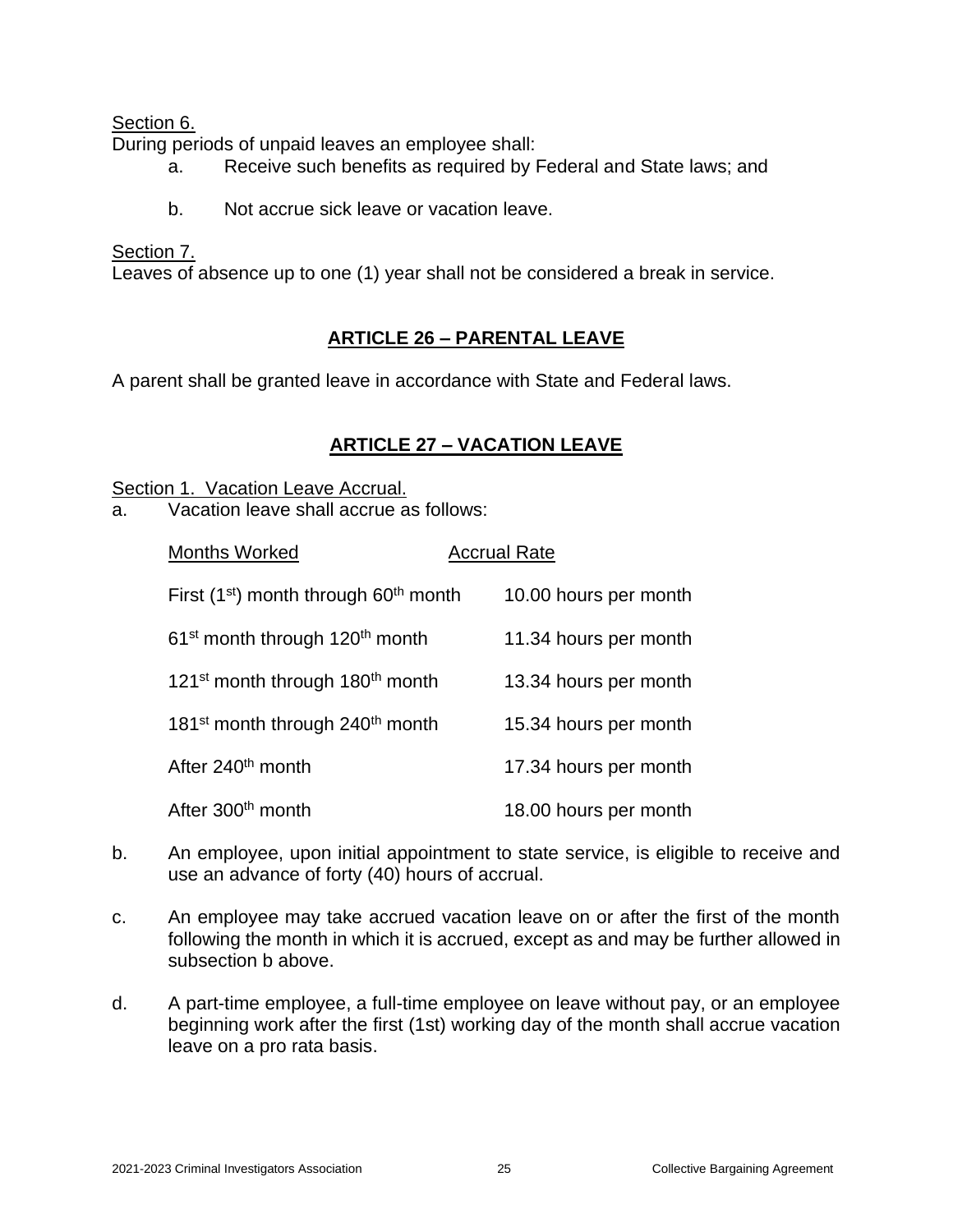Section 6.

During periods of unpaid leaves an employee shall:

a. Receive such benefits as required by Federal and State laws; and

b. Not accrue sick leave or vacation leave.

Section 7.

Leaves of absence up to one (1) year shall not be considered a break in service.

## ARTICLE 26 – PARENTAL LEAVE

A parent shall be granted leave in accordance with State and Federal laws.

## ARTICLE 27 – VACATION LEAVE

Section 1. Vacation Leave Accrual.

a. Vacation leave shall accrue as follows:

| Months Worked | Accrual Rate |
|---|---|
| First (1st) month through 60th month | 10.00 hours per month |
| 61st month through 120th month | 11.34 hours per month |
| 121st month through 180th month | 13.34 hours per month |
| 181st month through 240th month | 15.34 hours per month |
| After 240th month | 17.34 hours per month |
| After 300th month | 18.00 hours per month |

b. An employee, upon initial appointment to state service, is eligible to receive and use an advance of forty (40) hours of accrual.

c. An employee may take accrued vacation leave on or after the first of the month following the month in which it is accrued, except as and may be further allowed in subsection b above.

d. A part-time employee, a full-time employee on leave without pay, or an employee beginning work after the first (1st) working day of the month shall accrue vacation leave on a pro rata basis.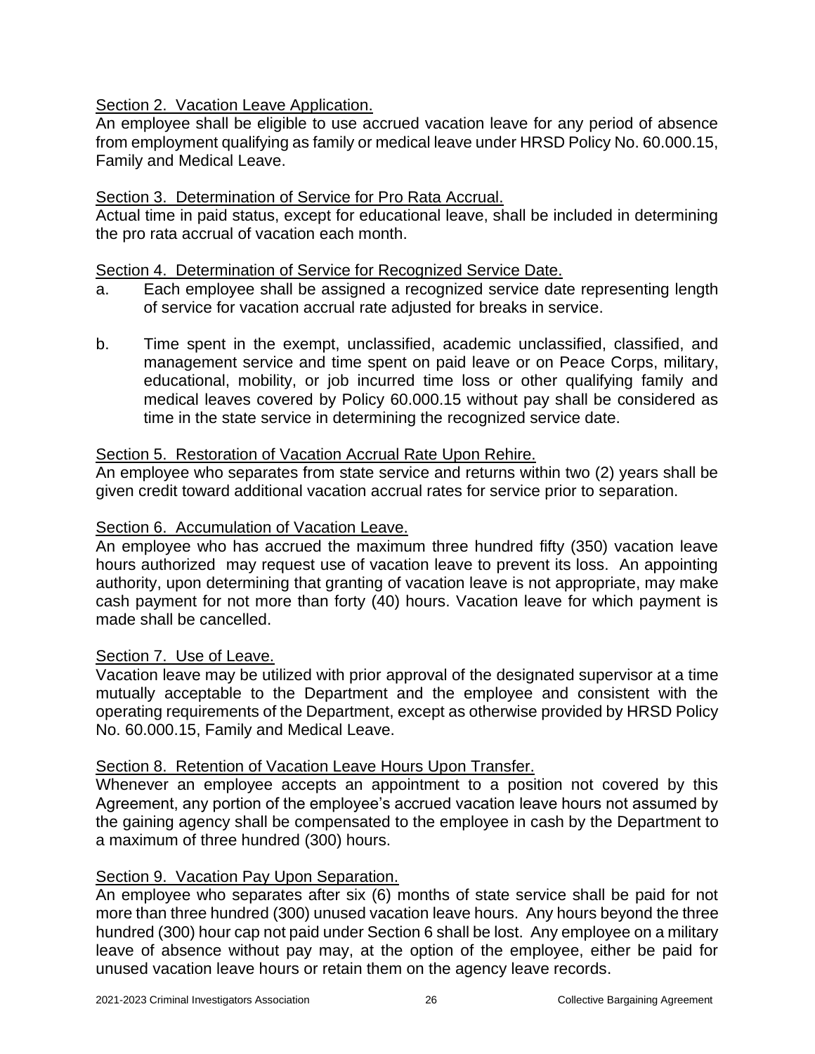Section 2. Vacation Leave Application.

An employee shall be eligible to use accrued vacation leave for any period of absence from employment qualifying as family or medical leave under HRSD Policy No. 60.000.15, Family and Medical Leave.

Section 3. Determination of Service for Pro Rata Accrual.

Actual time in paid status, except for educational leave, shall be included in determining the pro rata accrual of vacation each month.

Section 4. Determination of Service for Recognized Service Date.

a. Each employee shall be assigned a recognized service date representing length of service for vacation accrual rate adjusted for breaks in service.

b. Time spent in the exempt, unclassified, academic unclassified, classified, and management service and time spent on paid leave or on Peace Corps, military, educational, mobility, or job incurred time loss or other qualifying family and medical leaves covered by Policy 60.000.15 without pay shall be considered as time in the state service in determining the recognized service date.

Section 5. Restoration of Vacation Accrual Rate Upon Rehire.

An employee who separates from state service and returns within two (2) years shall be given credit toward additional vacation accrual rates for service prior to separation.

Section 6. Accumulation of Vacation Leave.

An employee who has accrued the maximum three hundred fifty (350) vacation leave hours authorized may request use of vacation leave to prevent its loss. An appointing authority, upon determining that granting of vacation leave is not appropriate, may make cash payment for not more than forty (40) hours. Vacation leave for which payment is made shall be cancelled.

Section 7. Use of Leave.

Vacation leave may be utilized with prior approval of the designated supervisor at a time mutually acceptable to the Department and the employee and consistent with the operating requirements of the Department, except as otherwise provided by HRSD Policy No. 60.000.15, Family and Medical Leave.

Section 8. Retention of Vacation Leave Hours Upon Transfer.

Whenever an employee accepts an appointment to a position not covered by this Agreement, any portion of the employee's accrued vacation leave hours not assumed by the gaining agency shall be compensated to the employee in cash by the Department to a maximum of three hundred (300) hours.

Section 9. Vacation Pay Upon Separation.

An employee who separates after six (6) months of state service shall be paid for not more than three hundred (300) unused vacation leave hours. Any hours beyond the three hundred (300) hour cap not paid under Section 6 shall be lost. Any employee on a military leave of absence without pay may, at the option of the employee, either be paid for unused vacation leave hours or retain them on the agency leave records.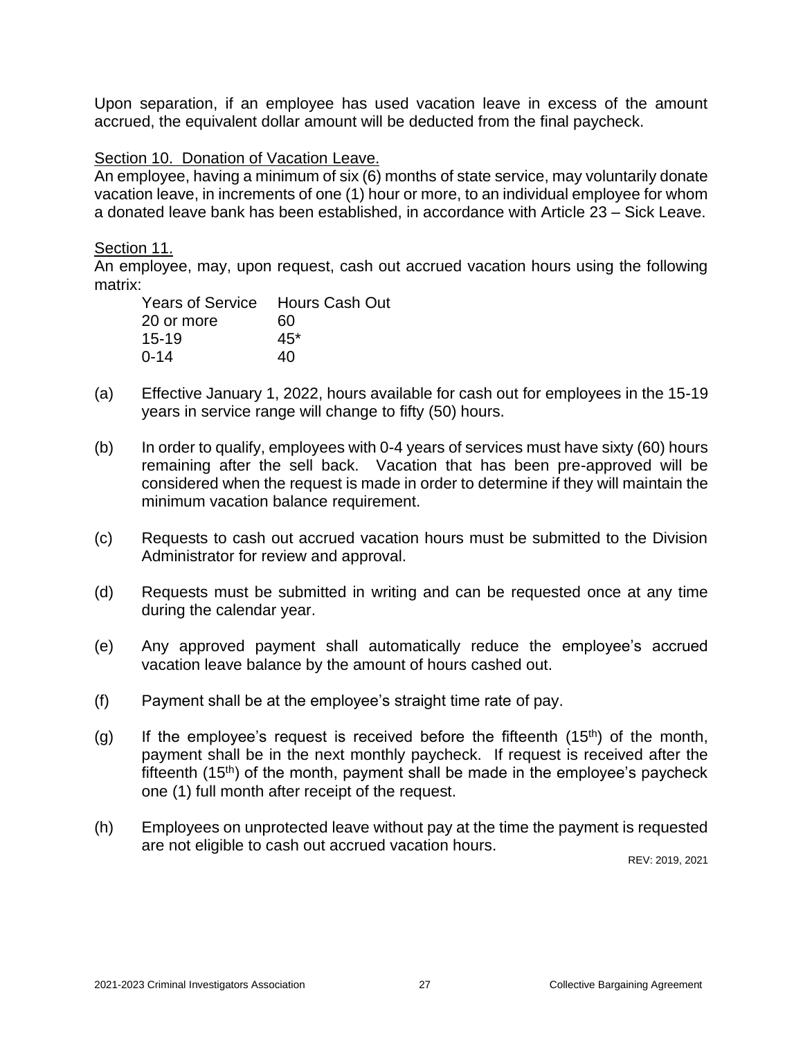Upon separation, if an employee has used vacation leave in excess of the amount accrued, the equivalent dollar amount will be deducted from the final paycheck.

Section 10. Donation of Vacation Leave.

An employee, having a minimum of six (6) months of state service, may voluntarily donate vacation leave, in increments of one (1) hour or more, to an individual employee for whom a donated leave bank has been established, in accordance with Article 23 – Sick Leave.

Section 11.

An employee, may, upon request, cash out accrued vacation hours using the following matrix:

| Years of Service | Hours Cash Out |
|---|---|
| 20 or more | 60 |
| 15-19 | 45* |
| 0-14 | 40 |

(a) Effective January 1, 2022, hours available for cash out for employees in the 15-19 years in service range will change to fifty (50) hours.

(b) In order to qualify, employees with 0-4 years of services must have sixty (60) hours remaining after the sell back. Vacation that has been pre-approved will be considered when the request is made in order to determine if they will maintain the minimum vacation balance requirement.

(c) Requests to cash out accrued vacation hours must be submitted to the Division Administrator for review and approval.

(d) Requests must be submitted in writing and can be requested once at any time during the calendar year.

(e) Any approved payment shall automatically reduce the employee's accrued vacation leave balance by the amount of hours cashed out.

(f) Payment shall be at the employee's straight time rate of pay.

(g) If the employee's request is received before the fifteenth (15th) of the month, payment shall be in the next monthly paycheck. If request is received after the fifteenth (15th) of the month, payment shall be made in the employee's paycheck one (1) full month after receipt of the request.

(h) Employees on unprotected leave without pay at the time the payment is requested are not eligible to cash out accrued vacation hours.

REV: 2019, 2021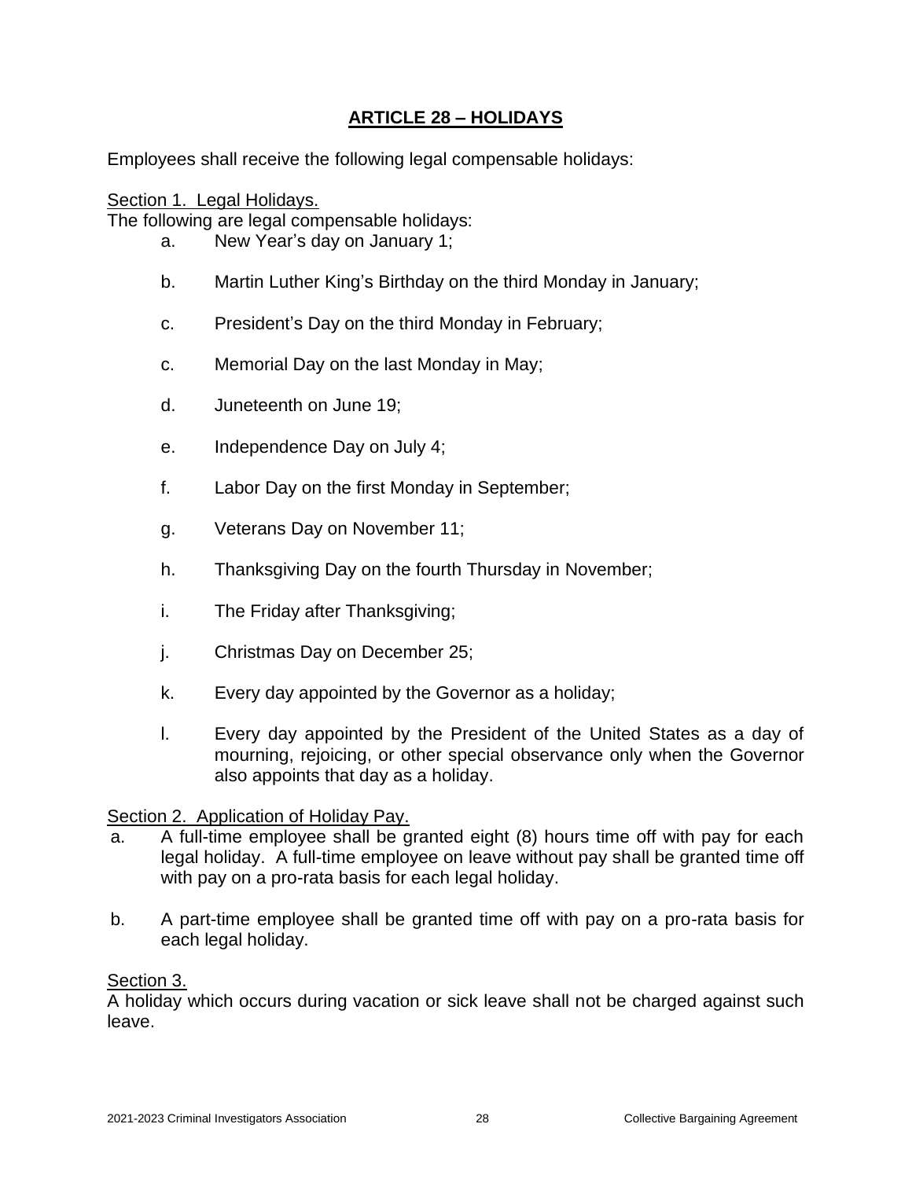## ARTICLE 28 – HOLIDAYS

Employees shall receive the following legal compensable holidays:

Section 1. Legal Holidays.

The following are legal compensable holidays:

a. New Year's day on January 1;

b. Martin Luther King's Birthday on the third Monday in January;

c. President's Day on the third Monday in February;

c. Memorial Day on the last Monday in May;

d. Juneteenth on June 19;

e. Independence Day on July 4;

f. Labor Day on the first Monday in September;

g. Veterans Day on November 11;

h. Thanksgiving Day on the fourth Thursday in November;

i. The Friday after Thanksgiving;

j. Christmas Day on December 25;

k. Every day appointed by the Governor as a holiday;

l. Every day appointed by the President of the United States as a day of mourning, rejoicing, or other special observance only when the Governor also appoints that day as a holiday.

Section 2. Application of Holiday Pay.

a. A full-time employee shall be granted eight (8) hours time off with pay for each legal holiday. A full-time employee on leave without pay shall be granted time off with pay on a pro-rata basis for each legal holiday.

b. A part-time employee shall be granted time off with pay on a pro-rata basis for each legal holiday.

Section 3.

A holiday which occurs during vacation or sick leave shall not be charged against such leave.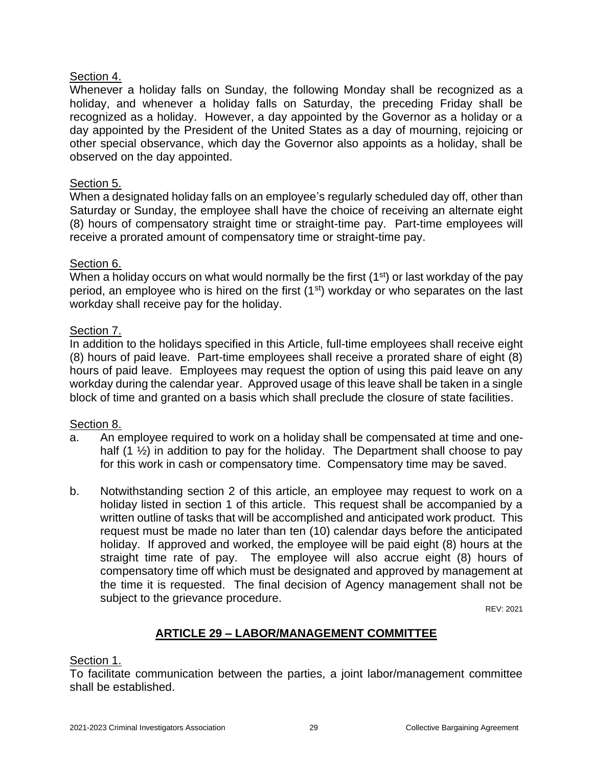Section 4.

Whenever a holiday falls on Sunday, the following Monday shall be recognized as a holiday, and whenever a holiday falls on Saturday, the preceding Friday shall be recognized as a holiday. However, a day appointed by the Governor as a holiday or a day appointed by the President of the United States as a day of mourning, rejoicing or other special observance, which day the Governor also appoints as a holiday, shall be observed on the day appointed.

Section 5.

When a designated holiday falls on an employee's regularly scheduled day off, other than Saturday or Sunday, the employee shall have the choice of receiving an alternate eight (8) hours of compensatory straight time or straight-time pay. Part-time employees will receive a prorated amount of compensatory time or straight-time pay.

Section 6.

When a holiday occurs on what would normally be the first (1st) or last workday of the pay period, an employee who is hired on the first (1st) workday or who separates on the last workday shall receive pay for the holiday.

Section 7.

In addition to the holidays specified in this Article, full-time employees shall receive eight (8) hours of paid leave. Part-time employees shall receive a prorated share of eight (8) hours of paid leave. Employees may request the option of using this paid leave on any workday during the calendar year. Approved usage of this leave shall be taken in a single block of time and granted on a basis which shall preclude the closure of state facilities.

Section 8.

a. An employee required to work on a holiday shall be compensated at time and one-half (1 ½) in addition to pay for the holiday. The Department shall choose to pay for this work in cash or compensatory time. Compensatory time may be saved.

b. Notwithstanding section 2 of this article, an employee may request to work on a holiday listed in section 1 of this article. This request shall be accompanied by a written outline of tasks that will be accomplished and anticipated work product. This request must be made no later than ten (10) calendar days before the anticipated holiday. If approved and worked, the employee will be paid eight (8) hours at the straight time rate of pay. The employee will also accrue eight (8) hours of compensatory time off which must be designated and approved by management at the time it is requested. The final decision of Agency management shall not be subject to the grievance procedure.

REV: 2021

## ARTICLE 29 – LABOR/MANAGEMENT COMMITTEE

Section 1.

To facilitate communication between the parties, a joint labor/management committee shall be established.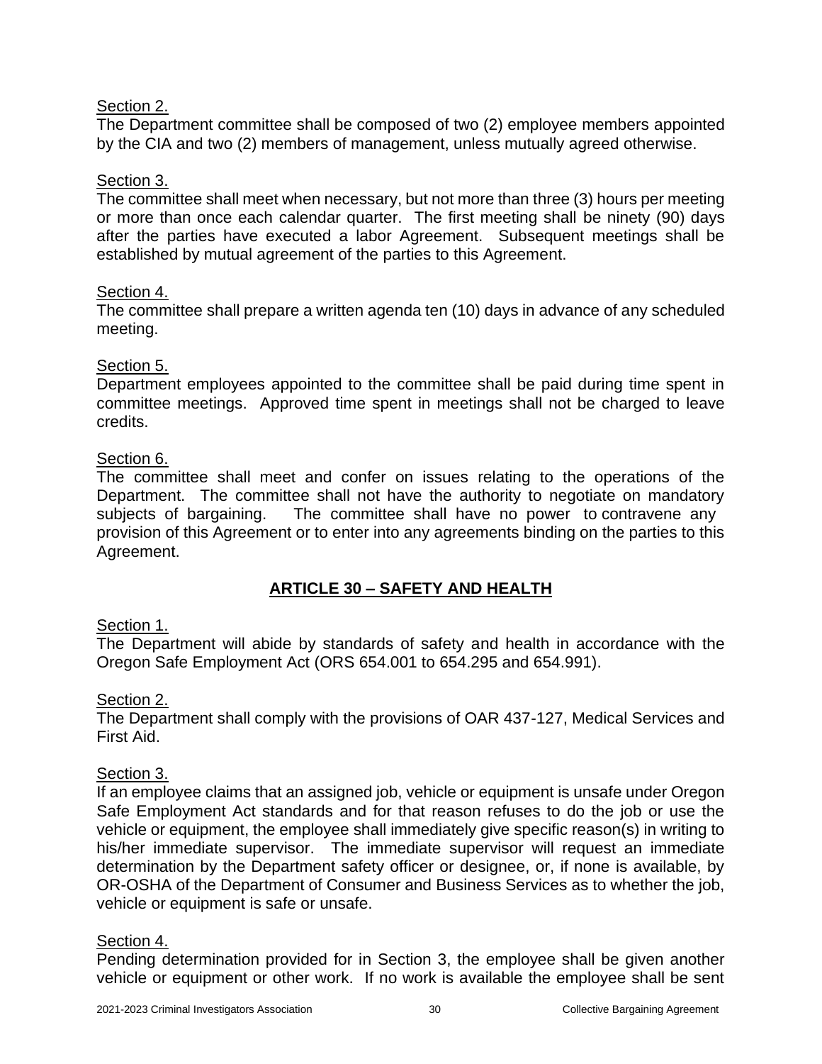Section 2.

The Department committee shall be composed of two (2) employee members appointed by the CIA and two (2) members of management, unless mutually agreed otherwise.

Section 3.

The committee shall meet when necessary, but not more than three (3) hours per meeting or more than once each calendar quarter. The first meeting shall be ninety (90) days after the parties have executed a labor Agreement. Subsequent meetings shall be established by mutual agreement of the parties to this Agreement.

Section 4.

The committee shall prepare a written agenda ten (10) days in advance of any scheduled meeting.

Section 5.

Department employees appointed to the committee shall be paid during time spent in committee meetings. Approved time spent in meetings shall not be charged to leave credits.

Section 6.

The committee shall meet and confer on issues relating to the operations of the Department. The committee shall not have the authority to negotiate on mandatory subjects of bargaining. The committee shall have no power to contravene any provision of this Agreement or to enter into any agreements binding on the parties to this Agreement.

## ARTICLE 30 – SAFETY AND HEALTH

Section 1.

The Department will abide by standards of safety and health in accordance with the Oregon Safe Employment Act (ORS 654.001 to 654.295 and 654.991).

Section 2.

The Department shall comply with the provisions of OAR 437-127, Medical Services and First Aid.

Section 3.

If an employee claims that an assigned job, vehicle or equipment is unsafe under Oregon Safe Employment Act standards and for that reason refuses to do the job or use the vehicle or equipment, the employee shall immediately give specific reason(s) in writing to his/her immediate supervisor. The immediate supervisor will request an immediate determination by the Department safety officer or designee, or, if none is available, by OR-OSHA of the Department of Consumer and Business Services as to whether the job, vehicle or equipment is safe or unsafe.

Section 4.

Pending determination provided for in Section 3, the employee shall be given another vehicle or equipment or other work. If no work is available the employee shall be sent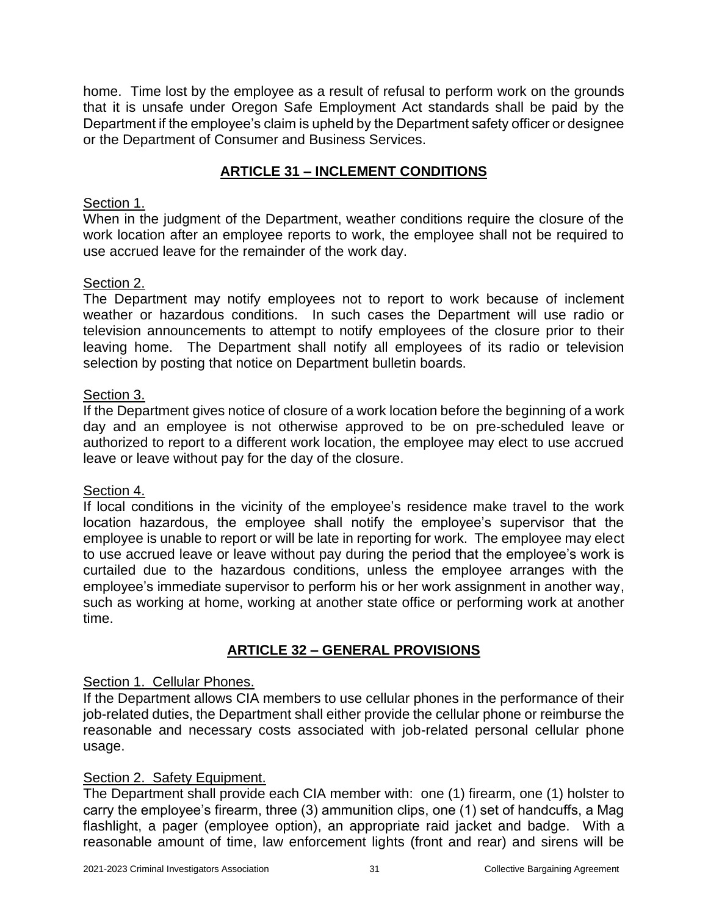home. Time lost by the employee as a result of refusal to perform work on the grounds that it is unsafe under Oregon Safe Employment Act standards shall be paid by the Department if the employee's claim is upheld by the Department safety officer or designee or the Department of Consumer and Business Services.

## ARTICLE 31 – INCLEMENT CONDITIONS

Section 1.
When in the judgment of the Department, weather conditions require the closure of the work location after an employee reports to work, the employee shall not be required to use accrued leave for the remainder of the work day.

Section 2.
The Department may notify employees not to report to work because of inclement weather or hazardous conditions. In such cases the Department will use radio or television announcements to attempt to notify employees of the closure prior to their leaving home. The Department shall notify all employees of its radio or television selection by posting that notice on Department bulletin boards.

Section 3.
If the Department gives notice of closure of a work location before the beginning of a work day and an employee is not otherwise approved to be on pre-scheduled leave or authorized to report to a different work location, the employee may elect to use accrued leave or leave without pay for the day of the closure.

Section 4.
If local conditions in the vicinity of the employee's residence make travel to the work location hazardous, the employee shall notify the employee's supervisor that the employee is unable to report or will be late in reporting for work. The employee may elect to use accrued leave or leave without pay during the period that the employee's work is curtailed due to the hazardous conditions, unless the employee arranges with the employee's immediate supervisor to perform his or her work assignment in another way, such as working at home, working at another state office or performing work at another time.

## ARTICLE 32 – GENERAL PROVISIONS

Section 1. Cellular Phones.
If the Department allows CIA members to use cellular phones in the performance of their job-related duties, the Department shall either provide the cellular phone or reimburse the reasonable and necessary costs associated with job-related personal cellular phone usage.

Section 2. Safety Equipment.
The Department shall provide each CIA member with: one (1) firearm, one (1) holster to carry the employee's firearm, three (3) ammunition clips, one (1) set of handcuffs, a Mag flashlight, a pager (employee option), an appropriate raid jacket and badge. With a reasonable amount of time, law enforcement lights (front and rear) and sirens will be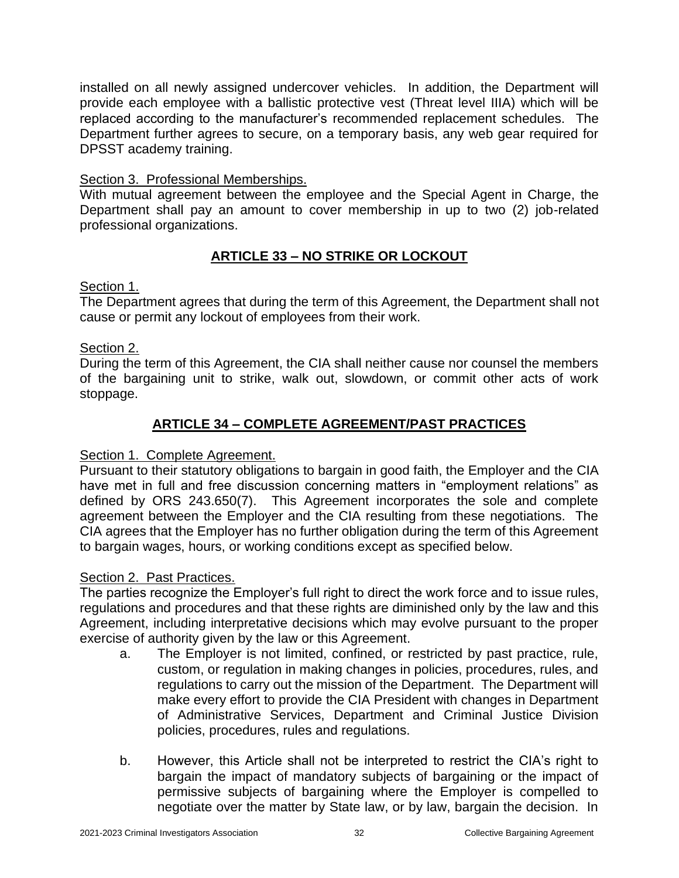installed on all newly assigned undercover vehicles. In addition, the Department will provide each employee with a ballistic protective vest (Threat level IIIA) which will be replaced according to the manufacturer's recommended replacement schedules. The Department further agrees to secure, on a temporary basis, any web gear required for DPSST academy training.

Section 3. Professional Memberships.
With mutual agreement between the employee and the Special Agent in Charge, the Department shall pay an amount to cover membership in up to two (2) job-related professional organizations.

## ARTICLE 33 – NO STRIKE OR LOCKOUT

Section 1.
The Department agrees that during the term of this Agreement, the Department shall not cause or permit any lockout of employees from their work.

Section 2.
During the term of this Agreement, the CIA shall neither cause nor counsel the members of the bargaining unit to strike, walk out, slowdown, or commit other acts of work stoppage.

## ARTICLE 34 – COMPLETE AGREEMENT/PAST PRACTICES

Section 1. Complete Agreement.
Pursuant to their statutory obligations to bargain in good faith, the Employer and the CIA have met in full and free discussion concerning matters in "employment relations" as defined by ORS 243.650(7). This Agreement incorporates the sole and complete agreement between the Employer and the CIA resulting from these negotiations. The CIA agrees that the Employer has no further obligation during the term of this Agreement to bargain wages, hours, or working conditions except as specified below.

Section 2. Past Practices.
The parties recognize the Employer's full right to direct the work force and to issue rules, regulations and procedures and that these rights are diminished only by the law and this Agreement, including interpretative decisions which may evolve pursuant to the proper exercise of authority given by the law or this Agreement.

a. The Employer is not limited, confined, or restricted by past practice, rule, custom, or regulation in making changes in policies, procedures, rules, and regulations to carry out the mission of the Department. The Department will make every effort to provide the CIA President with changes in Department of Administrative Services, Department and Criminal Justice Division policies, procedures, rules and regulations.

b. However, this Article shall not be interpreted to restrict the CIA's right to bargain the impact of mandatory subjects of bargaining or the impact of permissive subjects of bargaining where the Employer is compelled to negotiate over the matter by State law, or by law, bargain the decision. In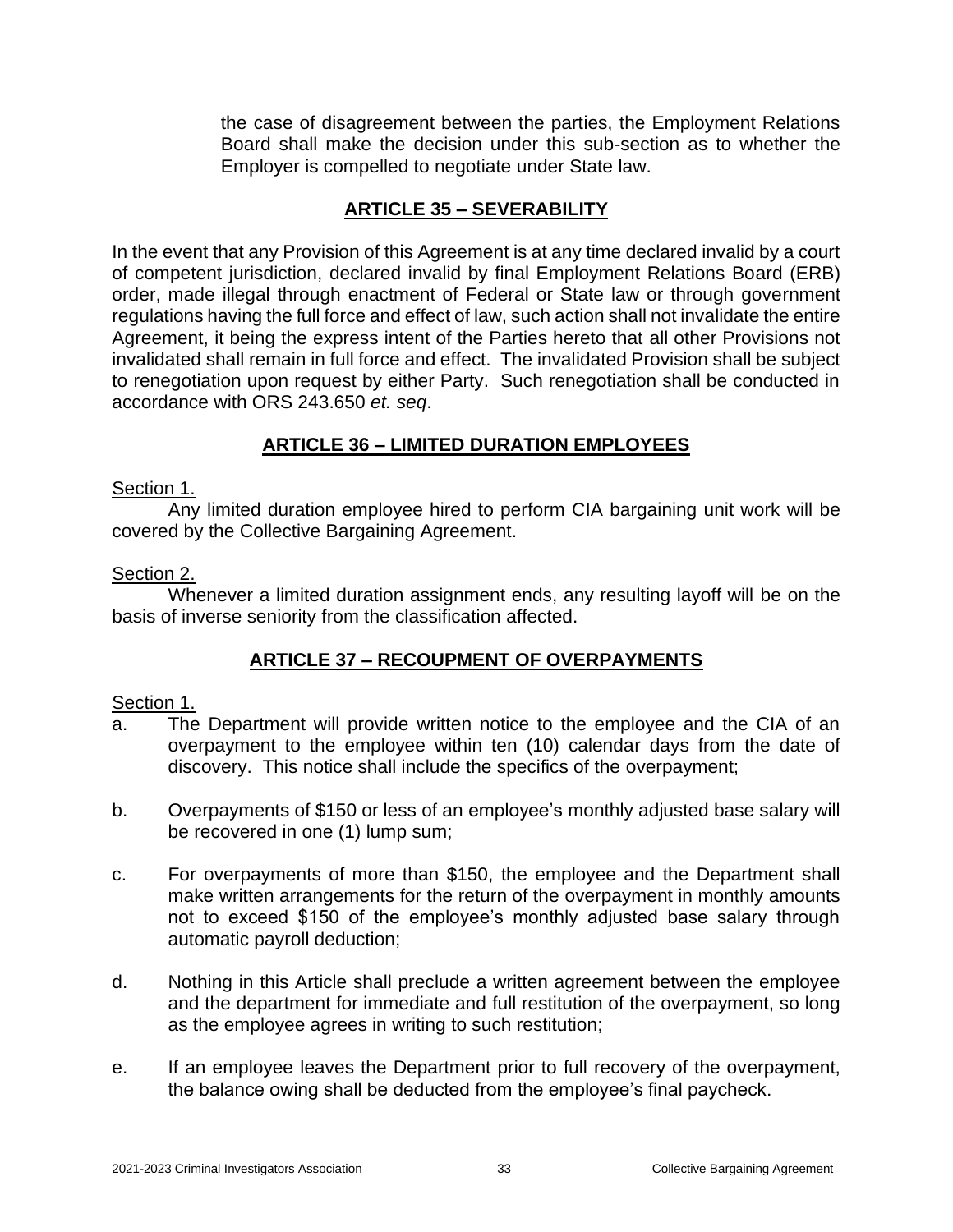the case of disagreement between the parties, the Employment Relations Board shall make the decision under this sub-section as to whether the Employer is compelled to negotiate under State law.

## ARTICLE 35 – SEVERABILITY

In the event that any Provision of this Agreement is at any time declared invalid by a court of competent jurisdiction, declared invalid by final Employment Relations Board (ERB) order, made illegal through enactment of Federal or State law or through government regulations having the full force and effect of law, such action shall not invalidate the entire Agreement, it being the express intent of the Parties hereto that all other Provisions not invalidated shall remain in full force and effect. The invalidated Provision shall be subject to renegotiation upon request by either Party. Such renegotiation shall be conducted in accordance with ORS 243.650 *et. seq*.

## ARTICLE 36 – LIMITED DURATION EMPLOYEES

Section 1.

Any limited duration employee hired to perform CIA bargaining unit work will be covered by the Collective Bargaining Agreement.

Section 2.

Whenever a limited duration assignment ends, any resulting layoff will be on the basis of inverse seniority from the classification affected.

## ARTICLE 37 – RECOUPMENT OF OVERPAYMENTS

Section 1.

a. The Department will provide written notice to the employee and the CIA of an overpayment to the employee within ten (10) calendar days from the date of discovery. This notice shall include the specifics of the overpayment;

b. Overpayments of $150 or less of an employee's monthly adjusted base salary will be recovered in one (1) lump sum;

c. For overpayments of more than $150, the employee and the Department shall make written arrangements for the return of the overpayment in monthly amounts not to exceed $150 of the employee's monthly adjusted base salary through automatic payroll deduction;

d. Nothing in this Article shall preclude a written agreement between the employee and the department for immediate and full restitution of the overpayment, so long as the employee agrees in writing to such restitution;

e. If an employee leaves the Department prior to full recovery of the overpayment, the balance owing shall be deducted from the employee's final paycheck.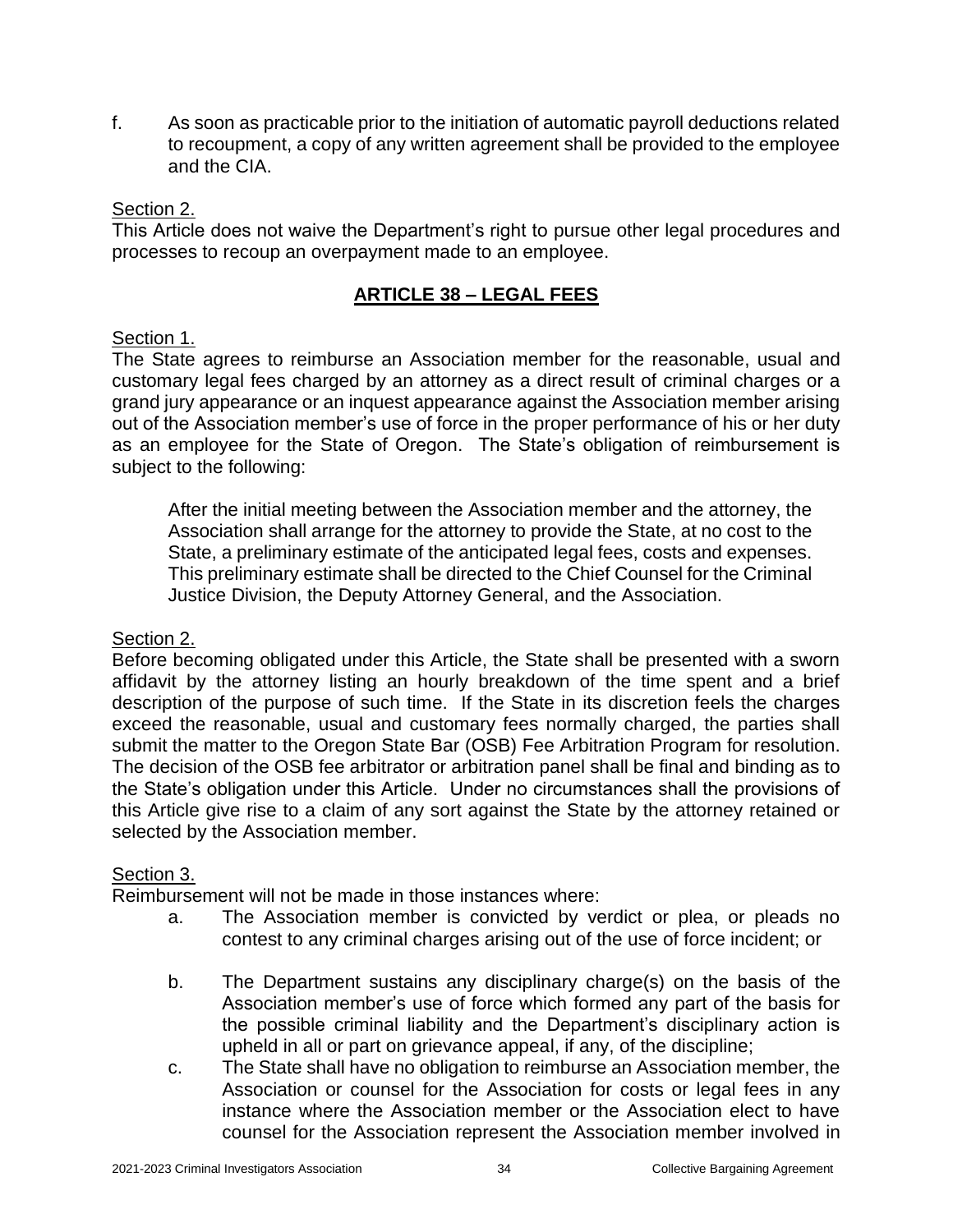f. As soon as practicable prior to the initiation of automatic payroll deductions related to recoupment, a copy of any written agreement shall be provided to the employee and the CIA.

Section 2.
This Article does not waive the Department's right to pursue other legal procedures and processes to recoup an overpayment made to an employee.

## ARTICLE 38 – LEGAL FEES

Section 1.
The State agrees to reimburse an Association member for the reasonable, usual and customary legal fees charged by an attorney as a direct result of criminal charges or a grand jury appearance or an inquest appearance against the Association member arising out of the Association member's use of force in the proper performance of his or her duty as an employee for the State of Oregon. The State's obligation of reimbursement is subject to the following:

After the initial meeting between the Association member and the attorney, the Association shall arrange for the attorney to provide the State, at no cost to the State, a preliminary estimate of the anticipated legal fees, costs and expenses. This preliminary estimate shall be directed to the Chief Counsel for the Criminal Justice Division, the Deputy Attorney General, and the Association.

Section 2.
Before becoming obligated under this Article, the State shall be presented with a sworn affidavit by the attorney listing an hourly breakdown of the time spent and a brief description of the purpose of such time. If the State in its discretion feels the charges exceed the reasonable, usual and customary fees normally charged, the parties shall submit the matter to the Oregon State Bar (OSB) Fee Arbitration Program for resolution. The decision of the OSB fee arbitrator or arbitration panel shall be final and binding as to the State's obligation under this Article. Under no circumstances shall the provisions of this Article give rise to a claim of any sort against the State by the attorney retained or selected by the Association member.

Section 3.
Reimbursement will not be made in those instances where:

a. The Association member is convicted by verdict or plea, or pleads no contest to any criminal charges arising out of the use of force incident; or

b. The Department sustains any disciplinary charge(s) on the basis of the Association member's use of force which formed any part of the basis for the possible criminal liability and the Department's disciplinary action is upheld in all or part on grievance appeal, if any, of the discipline;

c. The State shall have no obligation to reimburse an Association member, the Association or counsel for the Association for costs or legal fees in any instance where the Association member or the Association elect to have counsel for the Association represent the Association member involved in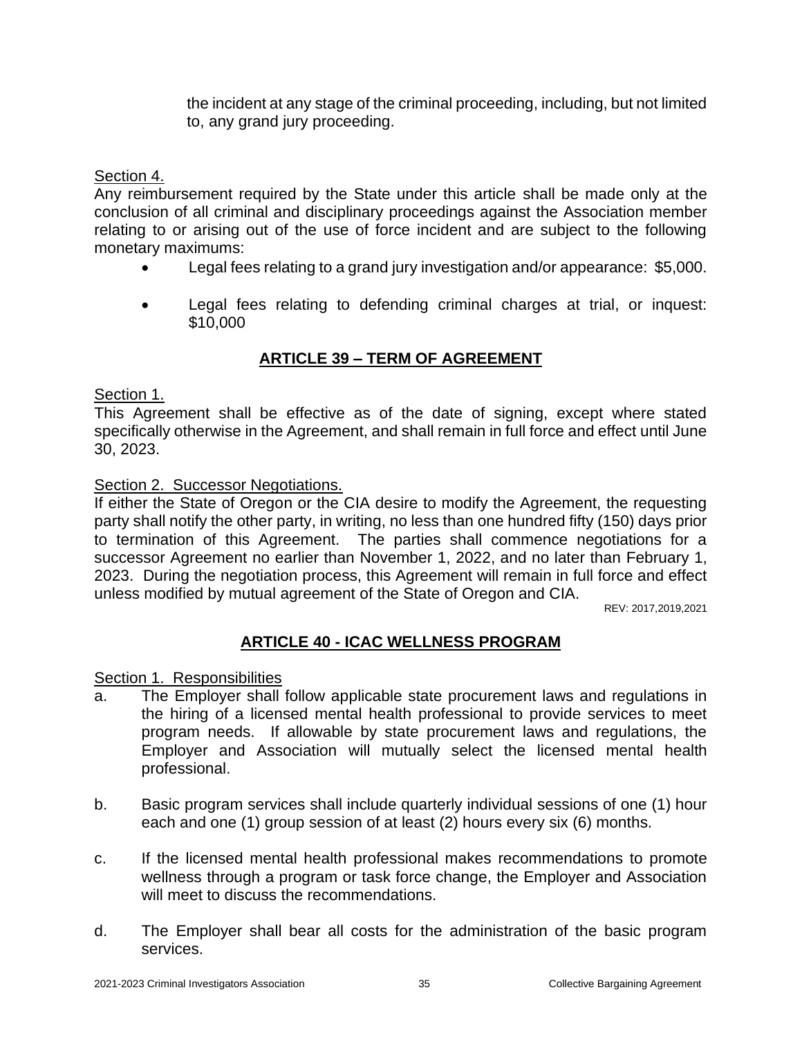the incident at any stage of the criminal proceeding, including, but not limited to, any grand jury proceeding.

Section 4.

Any reimbursement required by the State under this article shall be made only at the conclusion of all criminal and disciplinary proceedings against the Association member relating to or arising out of the use of force incident and are subject to the following monetary maximums:

- Legal fees relating to a grand jury investigation and/or appearance: $5,000.
- Legal fees relating to defending criminal charges at trial, or inquest: $10,000

## ARTICLE 39 – TERM OF AGREEMENT

Section 1.

This Agreement shall be effective as of the date of signing, except where stated specifically otherwise in the Agreement, and shall remain in full force and effect until June 30, 2023.

Section 2. Successor Negotiations.

If either the State of Oregon or the CIA desire to modify the Agreement, the requesting party shall notify the other party, in writing, no less than one hundred fifty (150) days prior to termination of this Agreement. The parties shall commence negotiations for a successor Agreement no earlier than November 1, 2022, and no later than February 1, 2023. During the negotiation process, this Agreement will remain in full force and effect unless modified by mutual agreement of the State of Oregon and CIA.

REV: 2017,2019,2021

## ARTICLE 40 - ICAC WELLNESS PROGRAM

Section 1. Responsibilities

a. The Employer shall follow applicable state procurement laws and regulations in the hiring of a licensed mental health professional to provide services to meet program needs. If allowable by state procurement laws and regulations, the Employer and Association will mutually select the licensed mental health professional.

b. Basic program services shall include quarterly individual sessions of one (1) hour each and one (1) group session of at least (2) hours every six (6) months.

c. If the licensed mental health professional makes recommendations to promote wellness through a program or task force change, the Employer and Association will meet to discuss the recommendations.

d. The Employer shall bear all costs for the administration of the basic program services.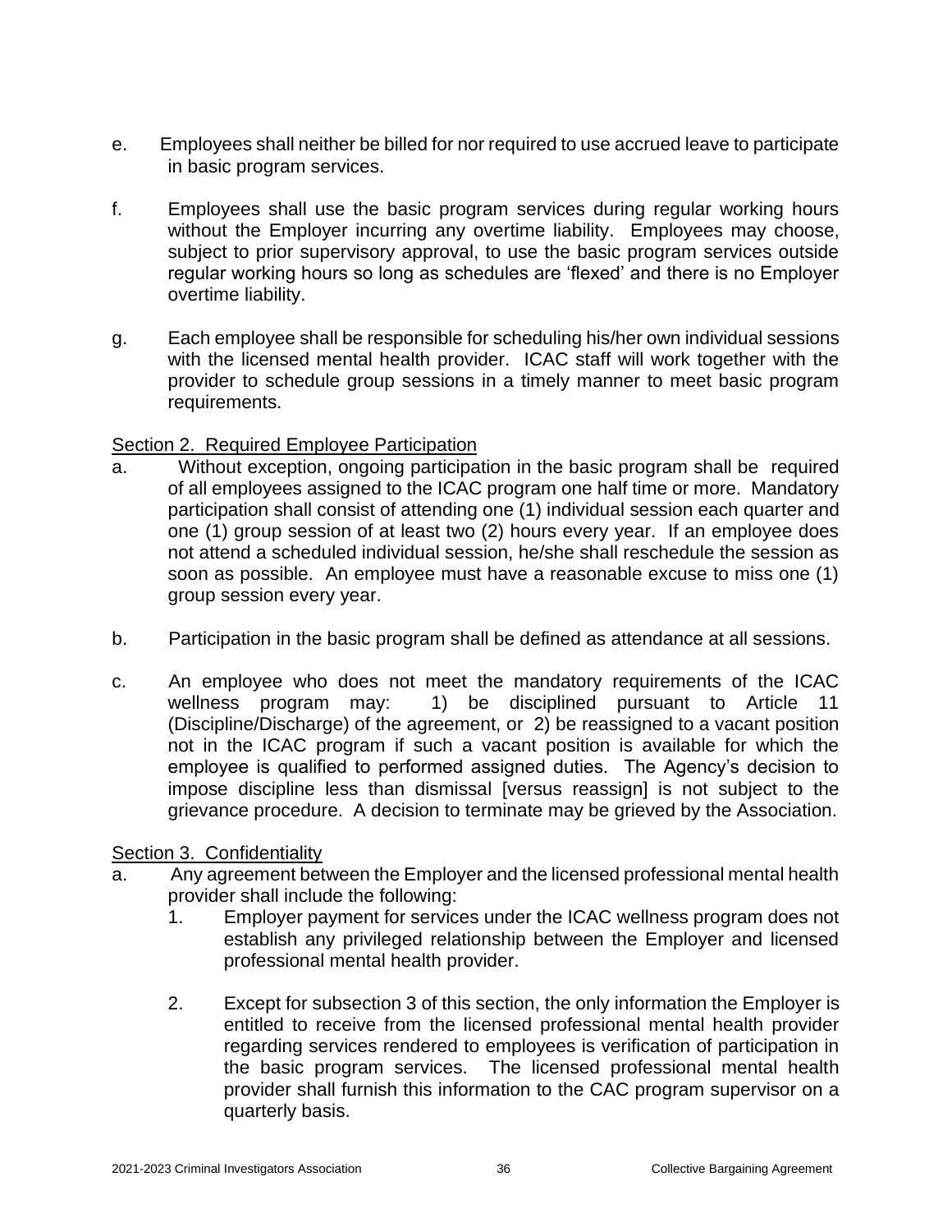e. Employees shall neither be billed for nor required to use accrued leave to participate in basic program services.

f. Employees shall use the basic program services during regular working hours without the Employer incurring any overtime liability. Employees may choose, subject to prior supervisory approval, to use the basic program services outside regular working hours so long as schedules are 'flexed' and there is no Employer overtime liability.

g. Each employee shall be responsible for scheduling his/her own individual sessions with the licensed mental health provider. ICAC staff will work together with the provider to schedule group sessions in a timely manner to meet basic program requirements.

Section 2. Required Employee Participation

a. Without exception, ongoing participation in the basic program shall be required of all employees assigned to the ICAC program one half time or more. Mandatory participation shall consist of attending one (1) individual session each quarter and one (1) group session of at least two (2) hours every year. If an employee does not attend a scheduled individual session, he/she shall reschedule the session as soon as possible. An employee must have a reasonable excuse to miss one (1) group session every year.

b. Participation in the basic program shall be defined as attendance at all sessions.

c. An employee who does not meet the mandatory requirements of the ICAC wellness program may: 1) be disciplined pursuant to Article 11 (Discipline/Discharge) of the agreement, or 2) be reassigned to a vacant position not in the ICAC program if such a vacant position is available for which the employee is qualified to performed assigned duties. The Agency's decision to impose discipline less than dismissal [versus reassign] is not subject to the grievance procedure. A decision to terminate may be grieved by the Association.

Section 3. Confidentiality

a. Any agreement between the Employer and the licensed professional mental health provider shall include the following:

   1. Employer payment for services under the ICAC wellness program does not establish any privileged relationship between the Employer and licensed professional mental health provider.

   2. Except for subsection 3 of this section, the only information the Employer is entitled to receive from the licensed professional mental health provider regarding services rendered to employees is verification of participation in the basic program services. The licensed professional mental health provider shall furnish this information to the CAC program supervisor on a quarterly basis.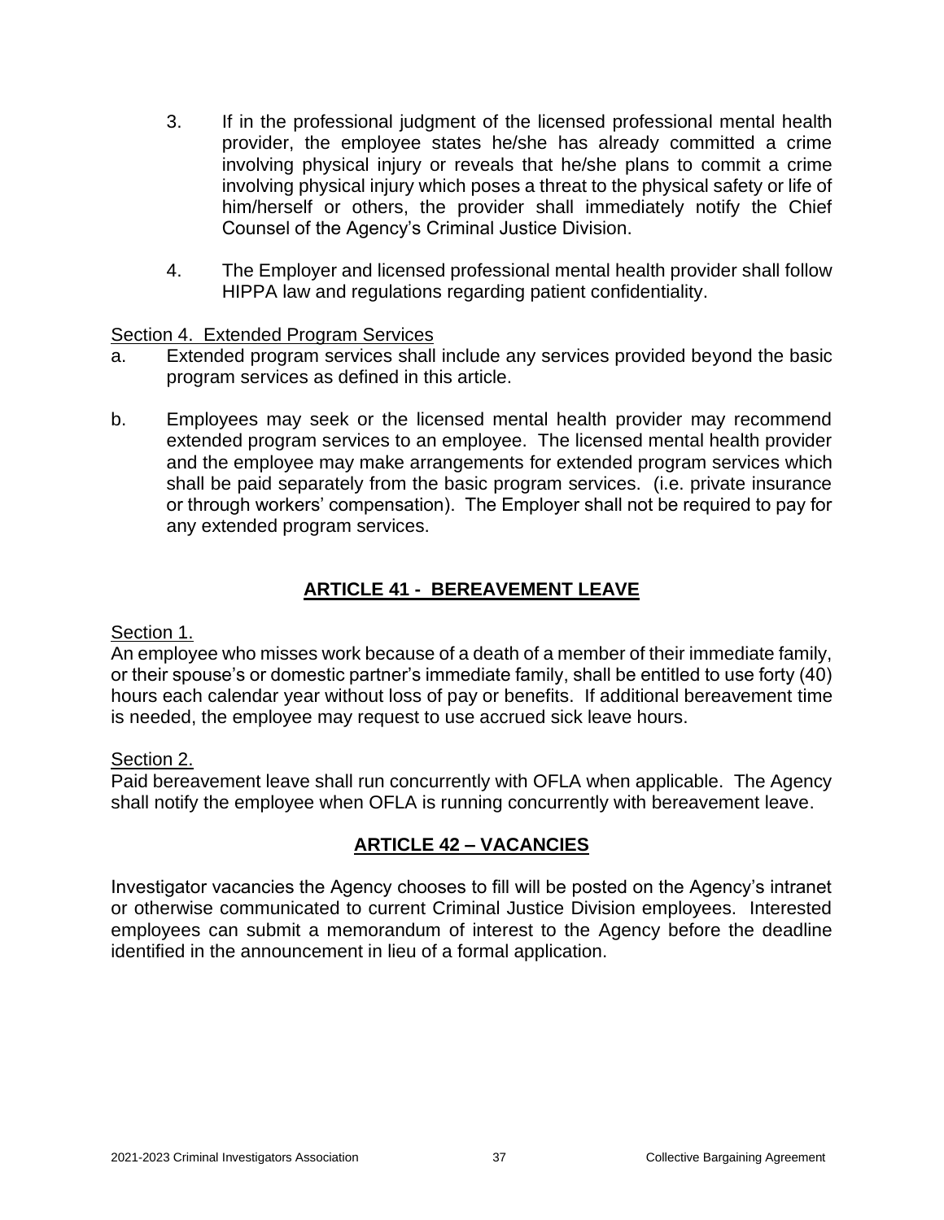3. If in the professional judgment of the licensed professional mental health provider, the employee states he/she has already committed a crime involving physical injury or reveals that he/she plans to commit a crime involving physical injury which poses a threat to the physical safety or life of him/herself or others, the provider shall immediately notify the Chief Counsel of the Agency's Criminal Justice Division.

4. The Employer and licensed professional mental health provider shall follow HIPPA law and regulations regarding patient confidentiality.

Section 4. Extended Program Services

a. Extended program services shall include any services provided beyond the basic program services as defined in this article.

b. Employees may seek or the licensed mental health provider may recommend extended program services to an employee. The licensed mental health provider and the employee may make arrangements for extended program services which shall be paid separately from the basic program services. (i.e. private insurance or through workers' compensation). The Employer shall not be required to pay for any extended program services.

## ARTICLE 41 - BEREAVEMENT LEAVE

Section 1.

An employee who misses work because of a death of a member of their immediate family, or their spouse's or domestic partner's immediate family, shall be entitled to use forty (40) hours each calendar year without loss of pay or benefits. If additional bereavement time is needed, the employee may request to use accrued sick leave hours.

Section 2.

Paid bereavement leave shall run concurrently with OFLA when applicable. The Agency shall notify the employee when OFLA is running concurrently with bereavement leave.

## ARTICLE 42 – VACANCIES

Investigator vacancies the Agency chooses to fill will be posted on the Agency's intranet or otherwise communicated to current Criminal Justice Division employees. Interested employees can submit a memorandum of interest to the Agency before the deadline identified in the announcement in lieu of a formal application.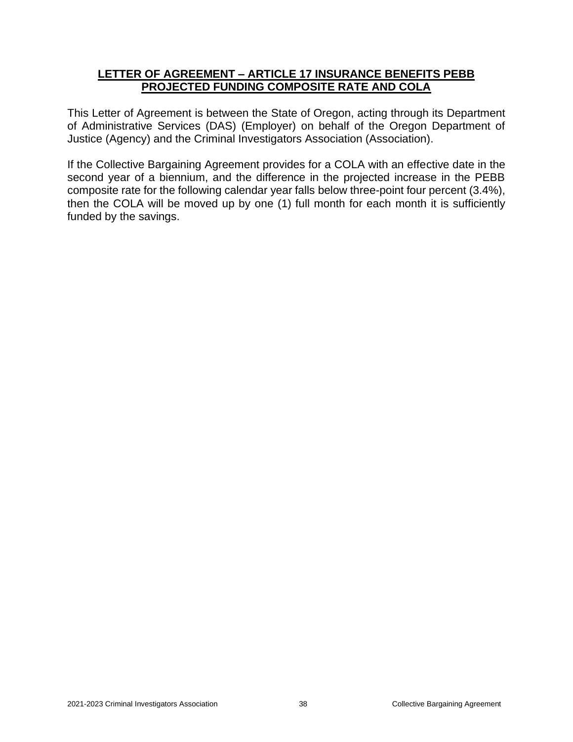## **LETTER OF AGREEMENT – ARTICLE 17 INSURANCE BENEFITS PEBB PROJECTED FUNDING COMPOSITE RATE AND COLA**

This Letter of Agreement is between the State of Oregon, acting through its Department of Administrative Services (DAS) (Employer) on behalf of the Oregon Department of Justice (Agency) and the Criminal Investigators Association (Association).

If the Collective Bargaining Agreement provides for a COLA with an effective date in the second year of a biennium, and the difference in the projected increase in the PEBB composite rate for the following calendar year falls below three-point four percent (3.4%), then the COLA will be moved up by one (1) full month for each month it is sufficiently funded by the savings.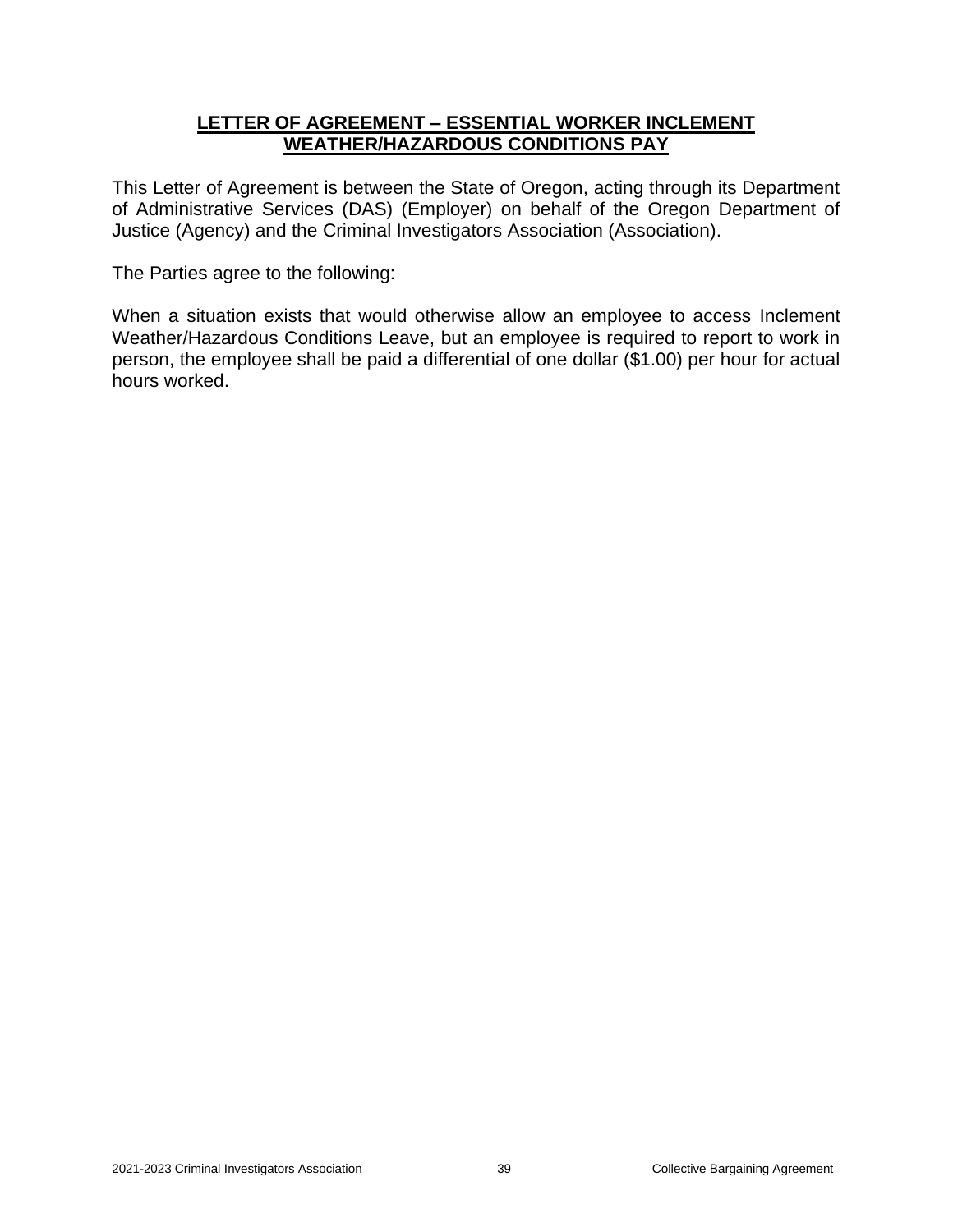## LETTER OF AGREEMENT – ESSENTIAL WORKER INCLEMENT WEATHER/HAZARDOUS CONDITIONS PAY

This Letter of Agreement is between the State of Oregon, acting through its Department of Administrative Services (DAS) (Employer) on behalf of the Oregon Department of Justice (Agency) and the Criminal Investigators Association (Association).

The Parties agree to the following:

When a situation exists that would otherwise allow an employee to access Inclement Weather/Hazardous Conditions Leave, but an employee is required to report to work in person, the employee shall be paid a differential of one dollar ($1.00) per hour for actual hours worked.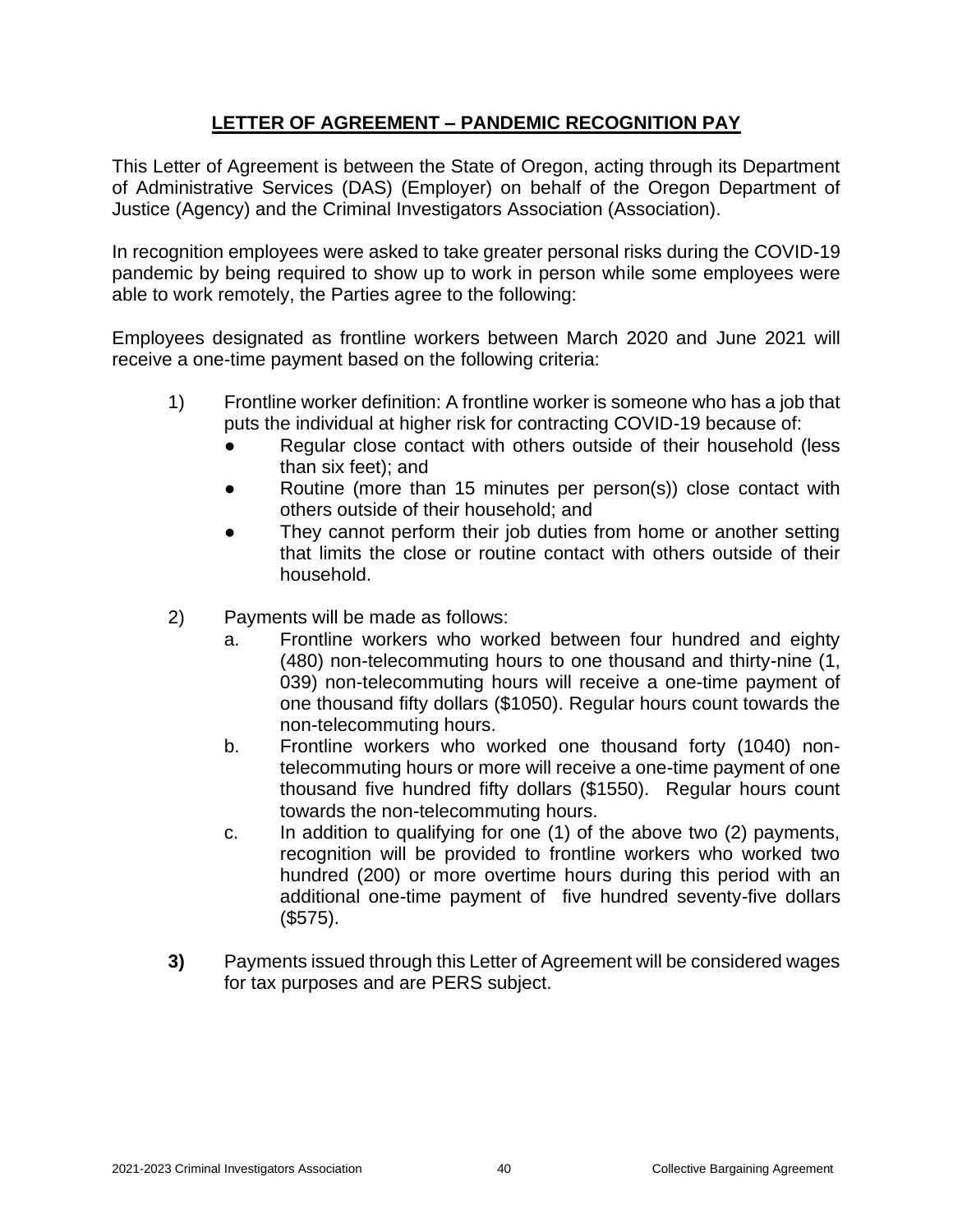## LETTER OF AGREEMENT – PANDEMIC RECOGNITION PAY

This Letter of Agreement is between the State of Oregon, acting through its Department of Administrative Services (DAS) (Employer) on behalf of the Oregon Department of Justice (Agency) and the Criminal Investigators Association (Association).

In recognition employees were asked to take greater personal risks during the COVID-19 pandemic by being required to show up to work in person while some employees were able to work remotely, the Parties agree to the following:

Employees designated as frontline workers between March 2020 and June 2021 will receive a one-time payment based on the following criteria:

1) Frontline worker definition: A frontline worker is someone who has a job that puts the individual at higher risk for contracting COVID-19 because of:
   - Regular close contact with others outside of their household (less than six feet); and
   - Routine (more than 15 minutes per person(s)) close contact with others outside of their household; and
   - They cannot perform their job duties from home or another setting that limits the close or routine contact with others outside of their household.

2) Payments will be made as follows:
   a. Frontline workers who worked between four hundred and eighty (480) non-telecommuting hours to one thousand and thirty-nine (1, 039) non-telecommuting hours will receive a one-time payment of one thousand fifty dollars ($1050). Regular hours count towards the non-telecommuting hours.
   b. Frontline workers who worked one thousand forty (1040) non-telecommuting hours or more will receive a one-time payment of one thousand five hundred fifty dollars ($1550). Regular hours count towards the non-telecommuting hours.
   c. In addition to qualifying for one (1) of the above two (2) payments, recognition will be provided to frontline workers who worked two hundred (200) or more overtime hours during this period with an additional one-time payment of five hundred seventy-five dollars ($575).

**3)** Payments issued through this Letter of Agreement will be considered wages for tax purposes and are PERS subject.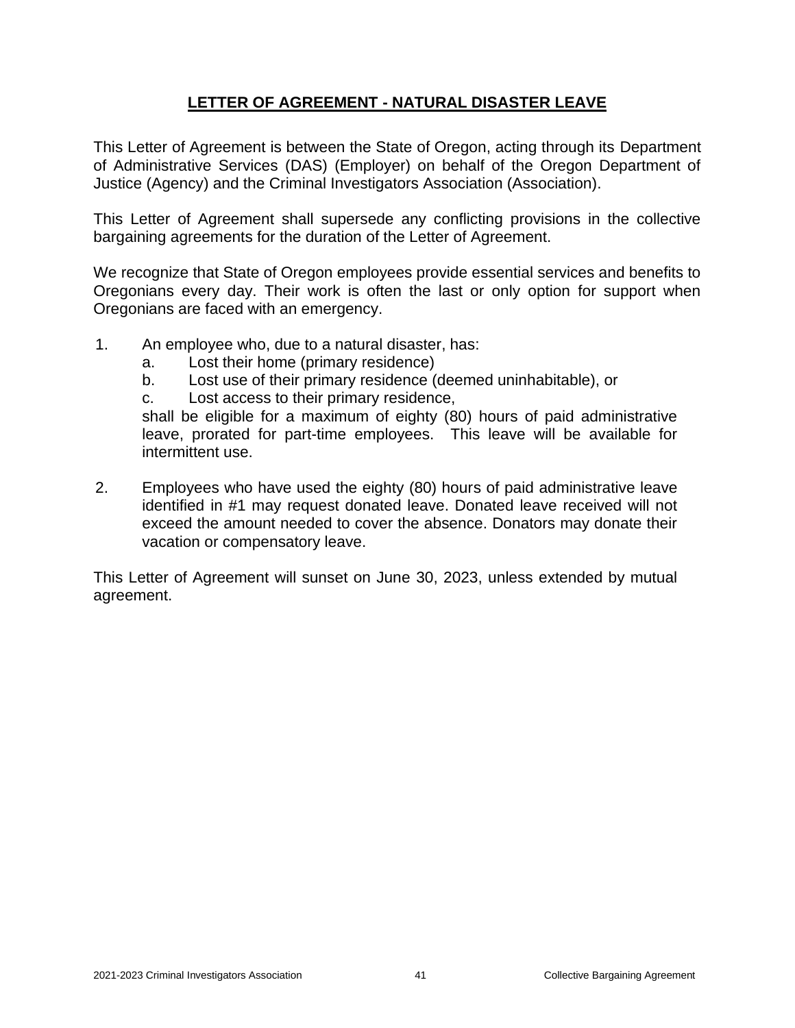## LETTER OF AGREEMENT - NATURAL DISASTER LEAVE

This Letter of Agreement is between the State of Oregon, acting through its Department of Administrative Services (DAS) (Employer) on behalf of the Oregon Department of Justice (Agency) and the Criminal Investigators Association (Association).

This Letter of Agreement shall supersede any conflicting provisions in the collective bargaining agreements for the duration of the Letter of Agreement.

We recognize that State of Oregon employees provide essential services and benefits to Oregonians every day. Their work is often the last or only option for support when Oregonians are faced with an emergency.

1. An employee who, due to a natural disaster, has:
   a. Lost their home (primary residence)
   b. Lost use of their primary residence (deemed uninhabitable), or
   c. Lost access to their primary residence,

   shall be eligible for a maximum of eighty (80) hours of paid administrative leave, prorated for part-time employees. This leave will be available for intermittent use.

2. Employees who have used the eighty (80) hours of paid administrative leave identified in #1 may request donated leave. Donated leave received will not exceed the amount needed to cover the absence. Donators may donate their vacation or compensatory leave.

This Letter of Agreement will sunset on June 30, 2023, unless extended by mutual agreement.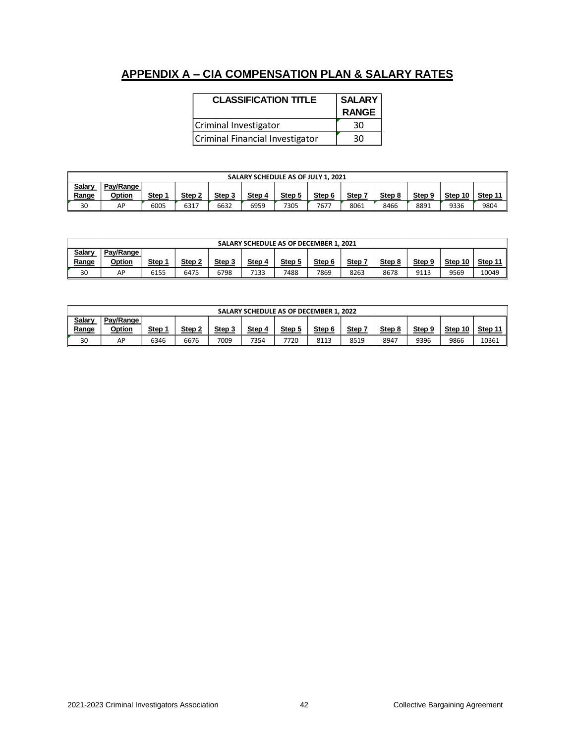## APPENDIX A – CIA COMPENSATION PLAN & SALARY RATES

| CLASSIFICATION TITLE | SALARY RANGE |
|---|---|
| Criminal Investigator | 30 |
| Criminal Financial Investigator | 30 |

| SALARY SCHEDULE AS OF JULY 1, 2021 | | | | | | | | | | | | |
|---|---|---|---|---|---|---|---|---|---|---|---|---|
| Salary Range | Pay/Range Option | Step 1 | Step 2 | Step 3 | Step 4 | Step 5 | Step 6 | Step 7 | Step 8 | Step 9 | Step 10 | Step 11 |
| 30 | AP | 6005 | 6317 | 6632 | 6959 | 7305 | 7677 | 8061 | 8466 | 8891 | 9336 | 9804 |

| SALARY SCHEDULE AS OF DECEMBER 1, 2021 | | | | | | | | | | | | |
|---|---|---|---|---|---|---|---|---|---|---|---|---|
| Salary Range | Pay/Range Option | Step 1 | Step 2 | Step 3 | Step 4 | Step 5 | Step 6 | Step 7 | Step 8 | Step 9 | Step 10 | Step 11 |
| 30 | AP | 6155 | 6475 | 6798 | 7133 | 7488 | 7869 | 8263 | 8678 | 9113 | 9569 | 10049 |

| SALARY SCHEDULE AS OF DECEMBER 1, 2022 | | | | | | | | | | | | |
|---|---|---|---|---|---|---|---|---|---|---|---|---|
| Salary Range | Pay/Range Option | Step 1 | Step 2 | Step 3 | Step 4 | Step 5 | Step 6 | Step 7 | Step 8 | Step 9 | Step 10 | Step 11 |
| 30 | AP | 6346 | 6676 | 7009 | 7354 | 7720 | 8113 | 8519 | 8947 | 9396 | 9866 | 10361 |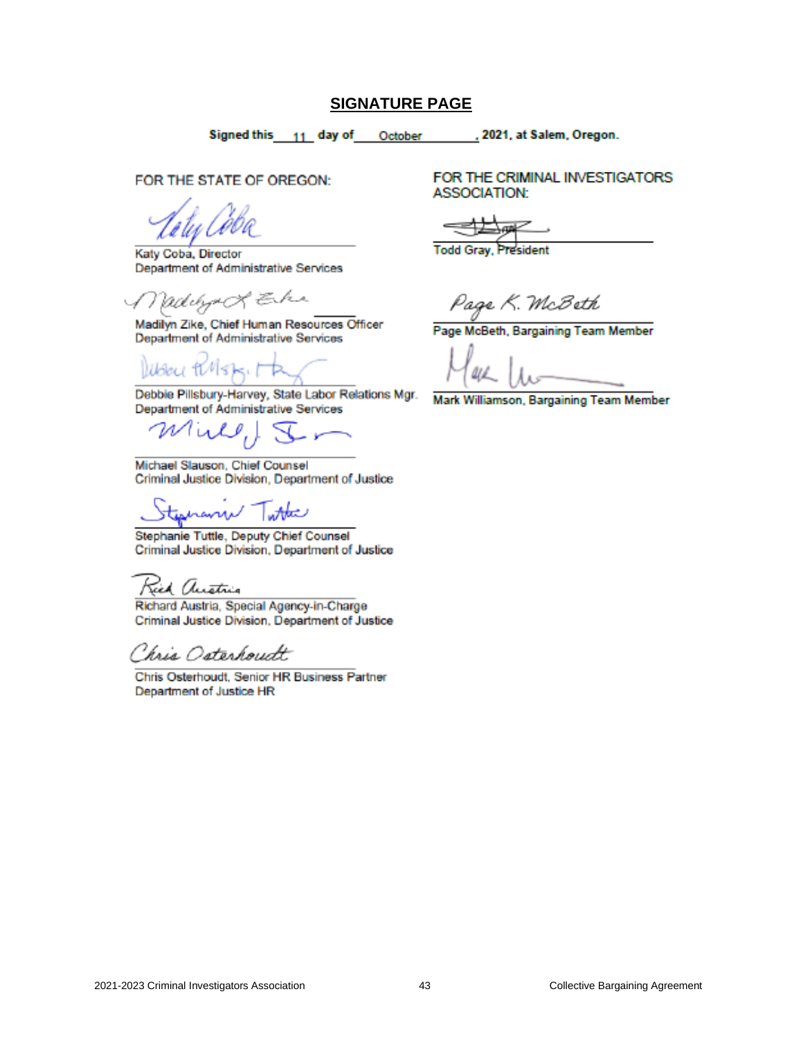## SIGNATURE PAGE

**Signed this 11 day of October, 2021, at Salem, Oregon.**

FOR THE STATE OF OREGON:

Katy Coba, Director
Department of Administrative Services

Madilyn Zike, Chief Human Resources Officer
Department of Administrative Services

Debbie Pillsbury-Harvey, State Labor Relations Mgr.
Department of Administrative Services

Michael Slauson, Chief Counsel
Criminal Justice Division, Department of Justice

Stephanie Tuttle, Deputy Chief Counsel
Criminal Justice Division, Department of Justice

Richard Austria, Special Agency-in-Charge
Criminal Justice Division, Department of Justice

Chris Osterhoudt, Senior HR Business Partner
Department of Justice HR

FOR THE CRIMINAL INVESTIGATORS ASSOCIATION:

Todd Gray, President

Page McBeth, Bargaining Team Member

Mark Williamson, Bargaining Team Member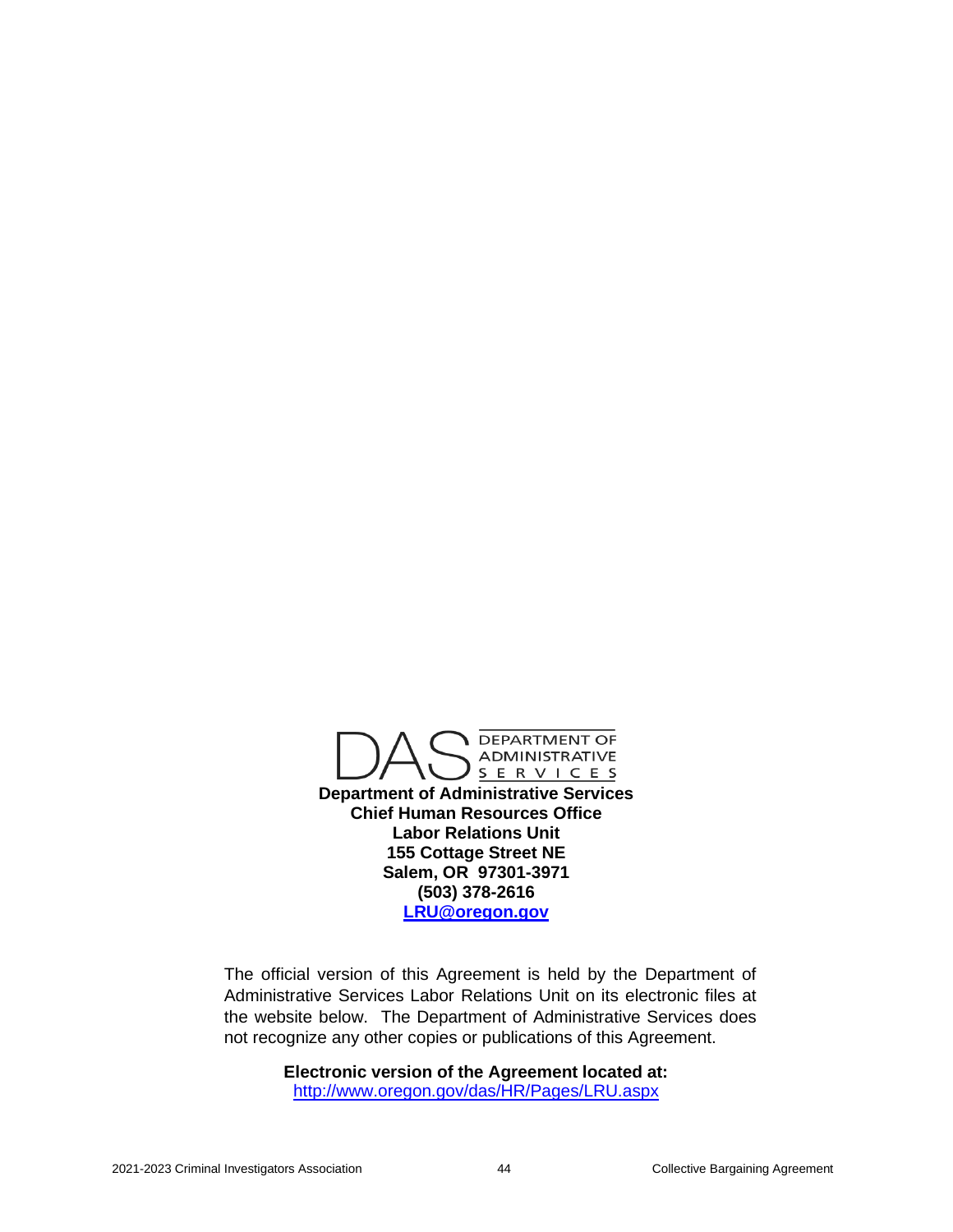DAS DEPARTMENT OF ADMINISTRATIVE SERVICES

**Department of Administrative Services**
**Chief Human Resources Office**
**Labor Relations Unit**
**155 Cottage Street NE**
**Salem, OR 97301-3971**
**(503) 378-2616**
**LRU@oregon.gov**

The official version of this Agreement is held by the Department of Administrative Services Labor Relations Unit on its electronic files at the website below. The Department of Administrative Services does not recognize any other copies or publications of this Agreement.

**Electronic version of the Agreement located at:**
http://www.oregon.gov/das/HR/Pages/LRU.aspx